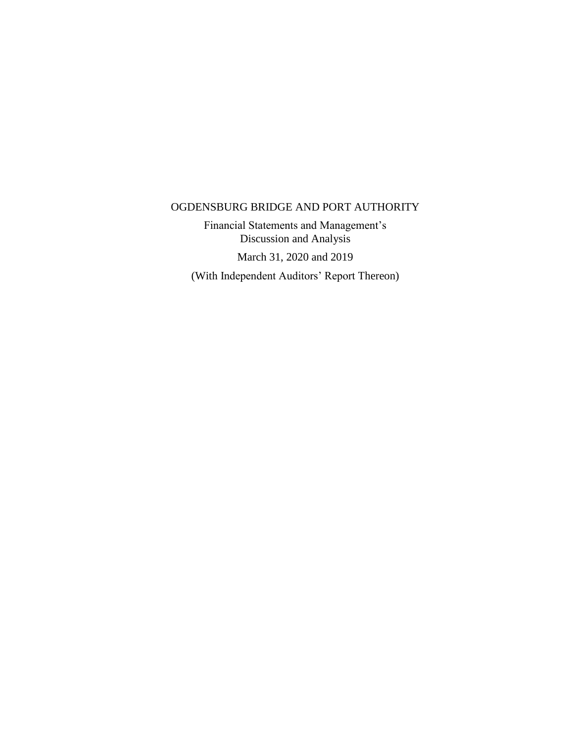# OGDENSBURG BRIDGE AND PORT AUTHORITY

Financial Statements and Management's Discussion and Analysis

March 31, 2020 and 2019

(With Independent Auditors' Report Thereon)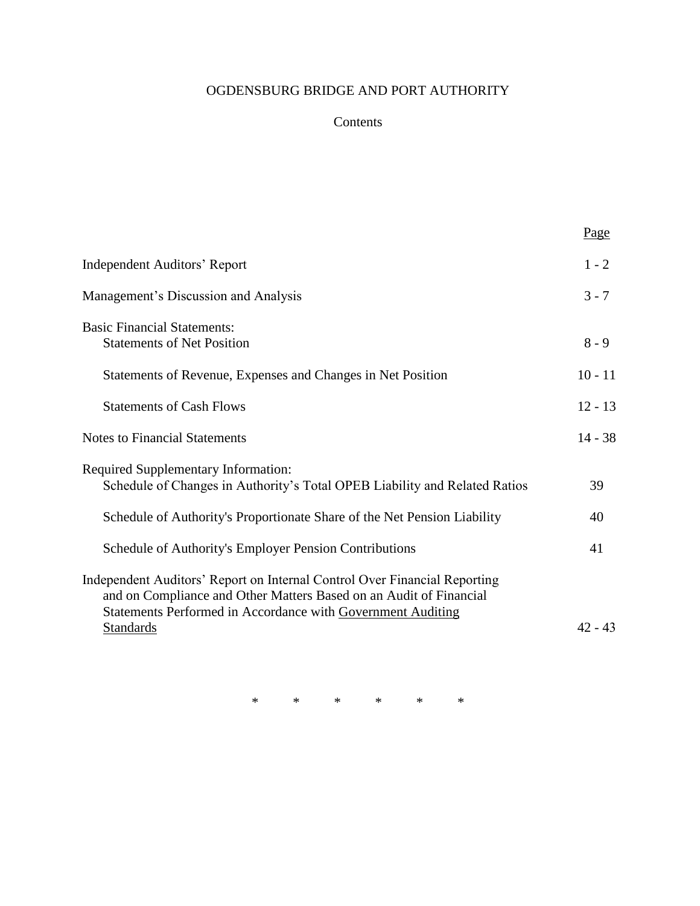# OGDENSBURG BRIDGE AND PORT AUTHORITY

## Contents

| | Page |
|---|---|
| Independent Auditors' Report | 1 - 2 |
| Management's Discussion and Analysis | 3 - 7 |
| Basic Financial Statements: | |
| Statements of Net Position | 8 - 9 |
| Statements of Revenue, Expenses and Changes in Net Position | 10 - 11 |
| Statements of Cash Flows | 12 - 13 |
| Notes to Financial Statements | 14 - 38 |
| Required Supplementary Information: | |
| Schedule of Changes in Authority's Total OPEB Liability and Related Ratios | 39 |
| Schedule of Authority's Proportionate Share of the Net Pension Liability | 40 |
| Schedule of Authority's Employer Pension Contributions | 41 |
| Independent Auditors' Report on Internal Control Over Financial Reporting and on Compliance and Other Matters Based on an Audit of Financial Statements Performed in Accordance with Government Auditing Standards | 42 - 43 |

\* \* \* \* \* \*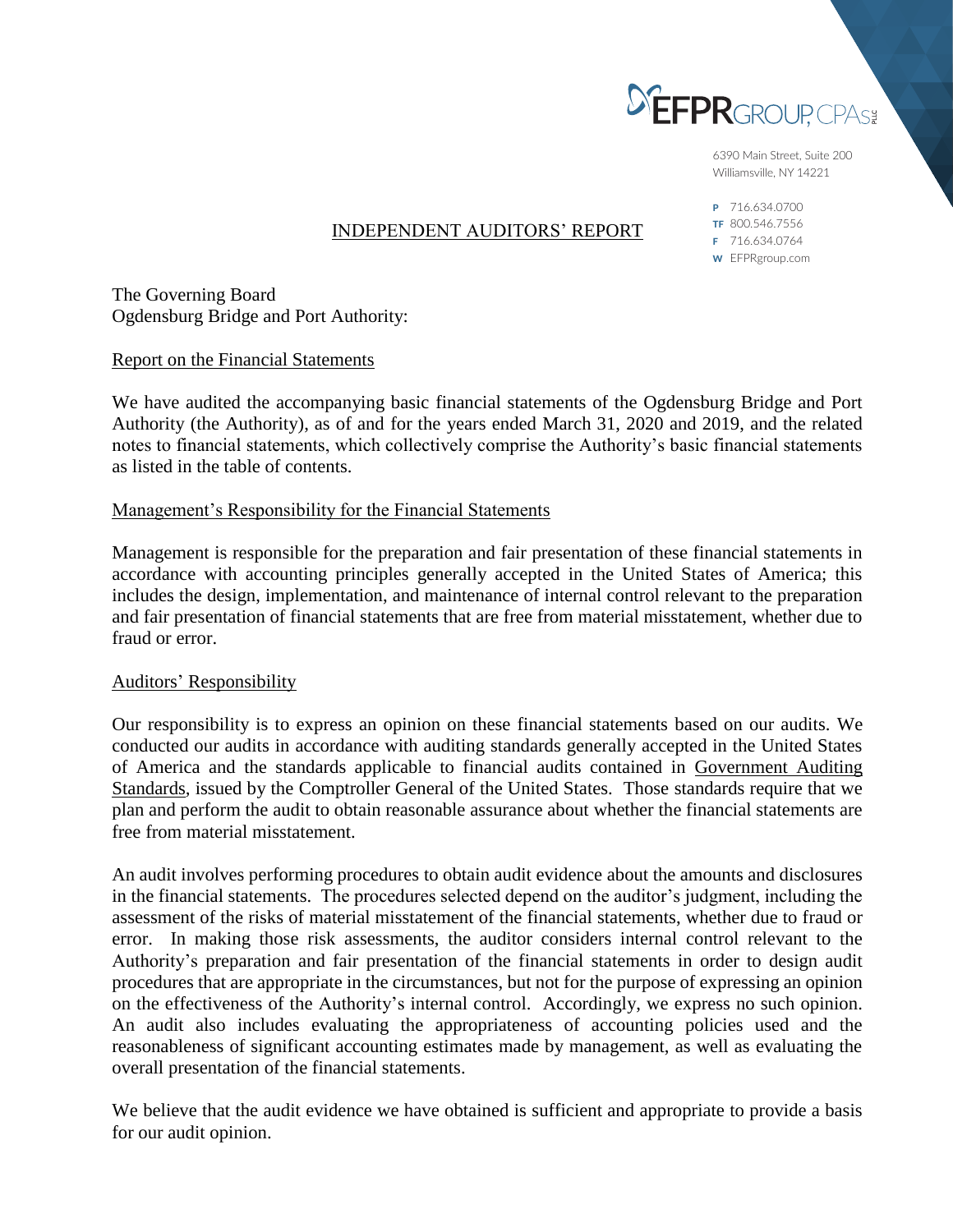EFPR GROUP, CPAs PLLC

6390 Main Street, Suite 200
Williamsville, NY 14221

P 716.634.0700
TF 800.546.7556
F 716.634.0764
W EFPRgroup.com

# INDEPENDENT AUDITORS' REPORT

The Governing Board
Ogdensburg Bridge and Port Authority:

## Report on the Financial Statements

We have audited the accompanying basic financial statements of the Ogdensburg Bridge and Port Authority (the Authority), as of and for the years ended March 31, 2020 and 2019, and the related notes to financial statements, which collectively comprise the Authority's basic financial statements as listed in the table of contents.

## Management's Responsibility for the Financial Statements

Management is responsible for the preparation and fair presentation of these financial statements in accordance with accounting principles generally accepted in the United States of America; this includes the design, implementation, and maintenance of internal control relevant to the preparation and fair presentation of financial statements that are free from material misstatement, whether due to fraud or error.

## Auditors' Responsibility

Our responsibility is to express an opinion on these financial statements based on our audits. We conducted our audits in accordance with auditing standards generally accepted in the United States of America and the standards applicable to financial audits contained in Government Auditing Standards, issued by the Comptroller General of the United States. Those standards require that we plan and perform the audit to obtain reasonable assurance about whether the financial statements are free from material misstatement.

An audit involves performing procedures to obtain audit evidence about the amounts and disclosures in the financial statements. The procedures selected depend on the auditor's judgment, including the assessment of the risks of material misstatement of the financial statements, whether due to fraud or error. In making those risk assessments, the auditor considers internal control relevant to the Authority's preparation and fair presentation of the financial statements in order to design audit procedures that are appropriate in the circumstances, but not for the purpose of expressing an opinion on the effectiveness of the Authority's internal control. Accordingly, we express no such opinion. An audit also includes evaluating the appropriateness of accounting policies used and the reasonableness of significant accounting estimates made by management, as well as evaluating the overall presentation of the financial statements.

We believe that the audit evidence we have obtained is sufficient and appropriate to provide a basis for our audit opinion.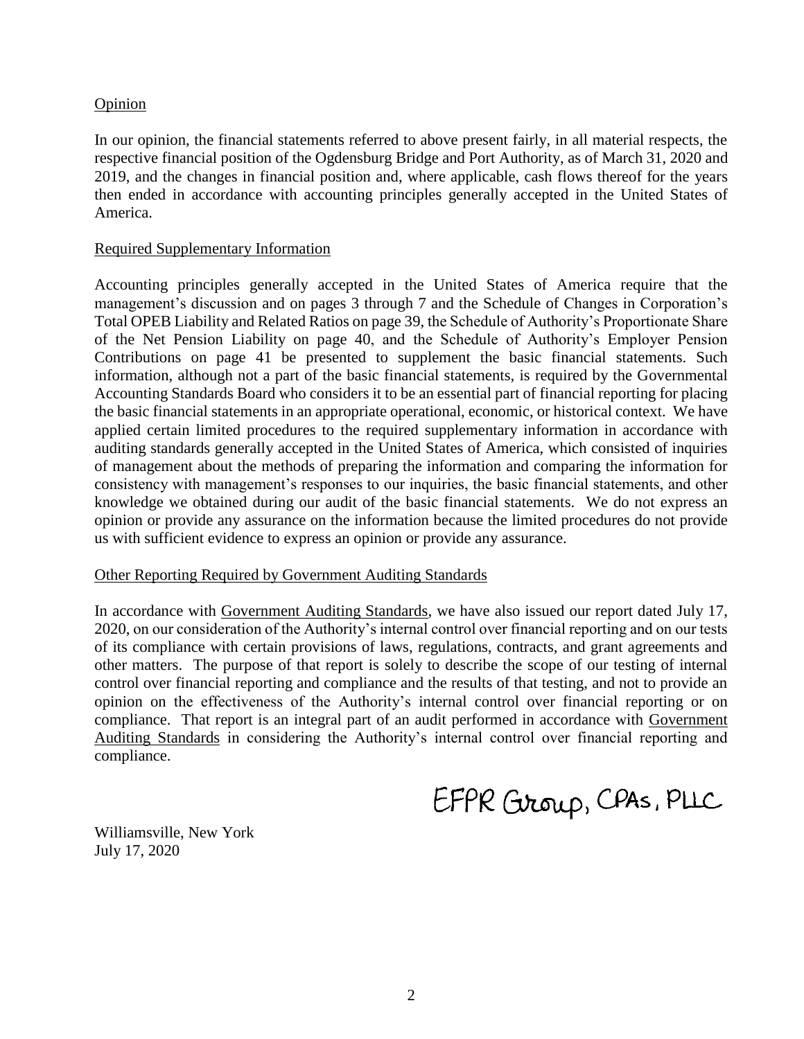## Opinion

In our opinion, the financial statements referred to above present fairly, in all material respects, the respective financial position of the Ogdensburg Bridge and Port Authority, as of March 31, 2020 and 2019, and the changes in financial position and, where applicable, cash flows thereof for the years then ended in accordance with accounting principles generally accepted in the United States of America.

## Required Supplementary Information

Accounting principles generally accepted in the United States of America require that the management's discussion and on pages 3 through 7 and the Schedule of Changes in Corporation's Total OPEB Liability and Related Ratios on page 39, the Schedule of Authority's Proportionate Share of the Net Pension Liability on page 40, and the Schedule of Authority's Employer Pension Contributions on page 41 be presented to supplement the basic financial statements. Such information, although not a part of the basic financial statements, is required by the Governmental Accounting Standards Board who considers it to be an essential part of financial reporting for placing the basic financial statements in an appropriate operational, economic, or historical context. We have applied certain limited procedures to the required supplementary information in accordance with auditing standards generally accepted in the United States of America, which consisted of inquiries of management about the methods of preparing the information and comparing the information for consistency with management's responses to our inquiries, the basic financial statements, and other knowledge we obtained during our audit of the basic financial statements. We do not express an opinion or provide any assurance on the information because the limited procedures do not provide us with sufficient evidence to express an opinion or provide any assurance.

## Other Reporting Required by Government Auditing Standards

In accordance with Government Auditing Standards, we have also issued our report dated July 17, 2020, on our consideration of the Authority's internal control over financial reporting and on our tests of its compliance with certain provisions of laws, regulations, contracts, and grant agreements and other matters. The purpose of that report is solely to describe the scope of our testing of internal control over financial reporting and compliance and the results of that testing, and not to provide an opinion on the effectiveness of the Authority's internal control over financial reporting or on compliance. That report is an integral part of an audit performed in accordance with Government Auditing Standards in considering the Authority's internal control over financial reporting and compliance.

EFPR Group, CPAs, PLLC

Williamsville, New York
July 17, 2020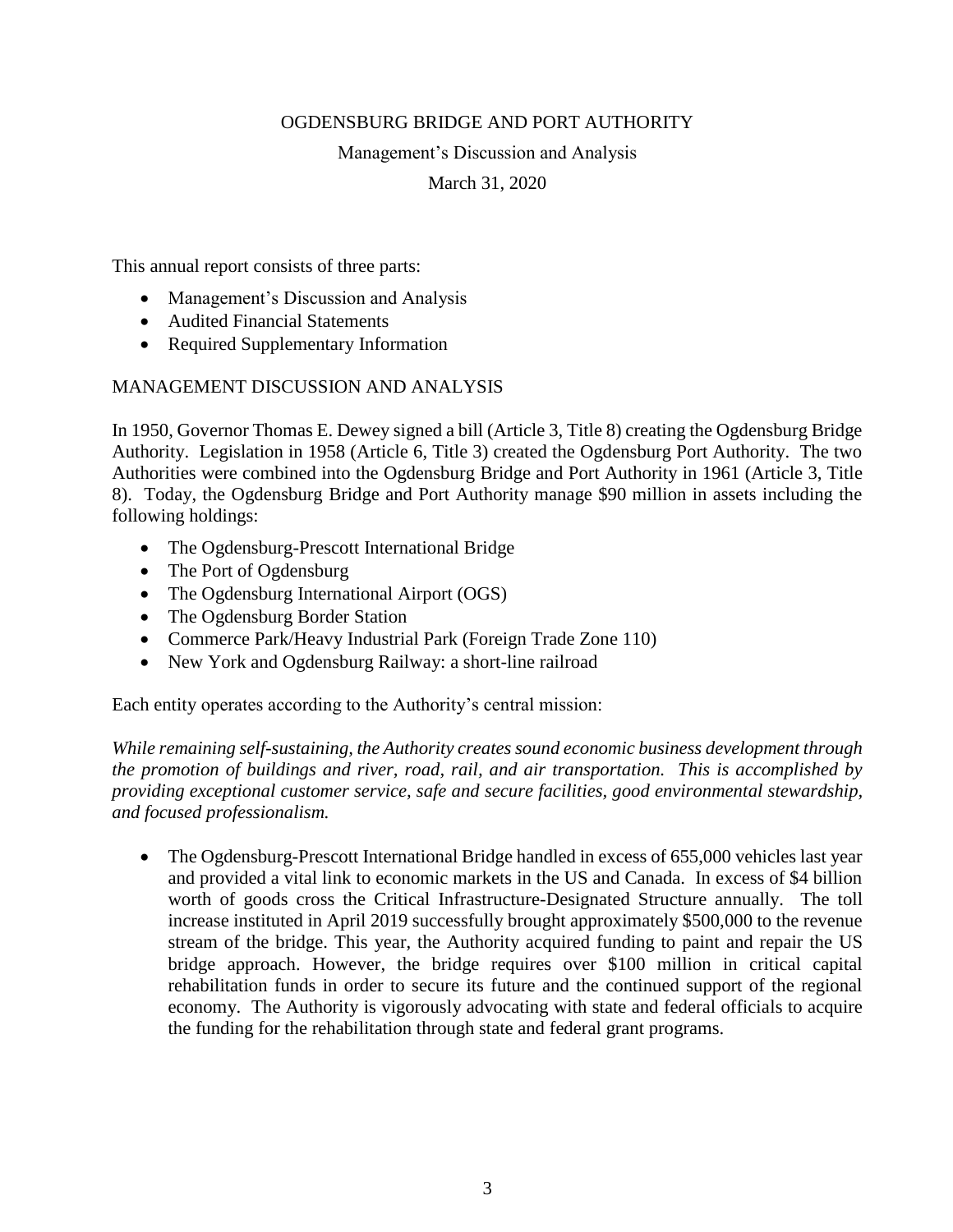# OGDENSBURG BRIDGE AND PORT AUTHORITY

Management's Discussion and Analysis

March 31, 2020

This annual report consists of three parts:

- Management's Discussion and Analysis
- Audited Financial Statements
- Required Supplementary Information

## MANAGEMENT DISCUSSION AND ANALYSIS

In 1950, Governor Thomas E. Dewey signed a bill (Article 3, Title 8) creating the Ogdensburg Bridge Authority. Legislation in 1958 (Article 6, Title 3) created the Ogdensburg Port Authority. The two Authorities were combined into the Ogdensburg Bridge and Port Authority in 1961 (Article 3, Title 8). Today, the Ogdensburg Bridge and Port Authority manage $90 million in assets including the following holdings:

- The Ogdensburg-Prescott International Bridge
- The Port of Ogdensburg
- The Ogdensburg International Airport (OGS)
- The Ogdensburg Border Station
- Commerce Park/Heavy Industrial Park (Foreign Trade Zone 110)
- New York and Ogdensburg Railway: a short-line railroad

Each entity operates according to the Authority's central mission:

*While remaining self-sustaining, the Authority creates sound economic business development through the promotion of buildings and river, road, rail, and air transportation. This is accomplished by providing exceptional customer service, safe and secure facilities, good environmental stewardship, and focused professionalism.*

- The Ogdensburg-Prescott International Bridge handled in excess of 655,000 vehicles last year and provided a vital link to economic markets in the US and Canada. In excess of $4 billion worth of goods cross the Critical Infrastructure-Designated Structure annually. The toll increase instituted in April 2019 successfully brought approximately $500,000 to the revenue stream of the bridge. This year, the Authority acquired funding to paint and repair the US bridge approach. However, the bridge requires over $100 million in critical capital rehabilitation funds in order to secure its future and the continued support of the regional economy. The Authority is vigorously advocating with state and federal officials to acquire the funding for the rehabilitation through state and federal grant programs.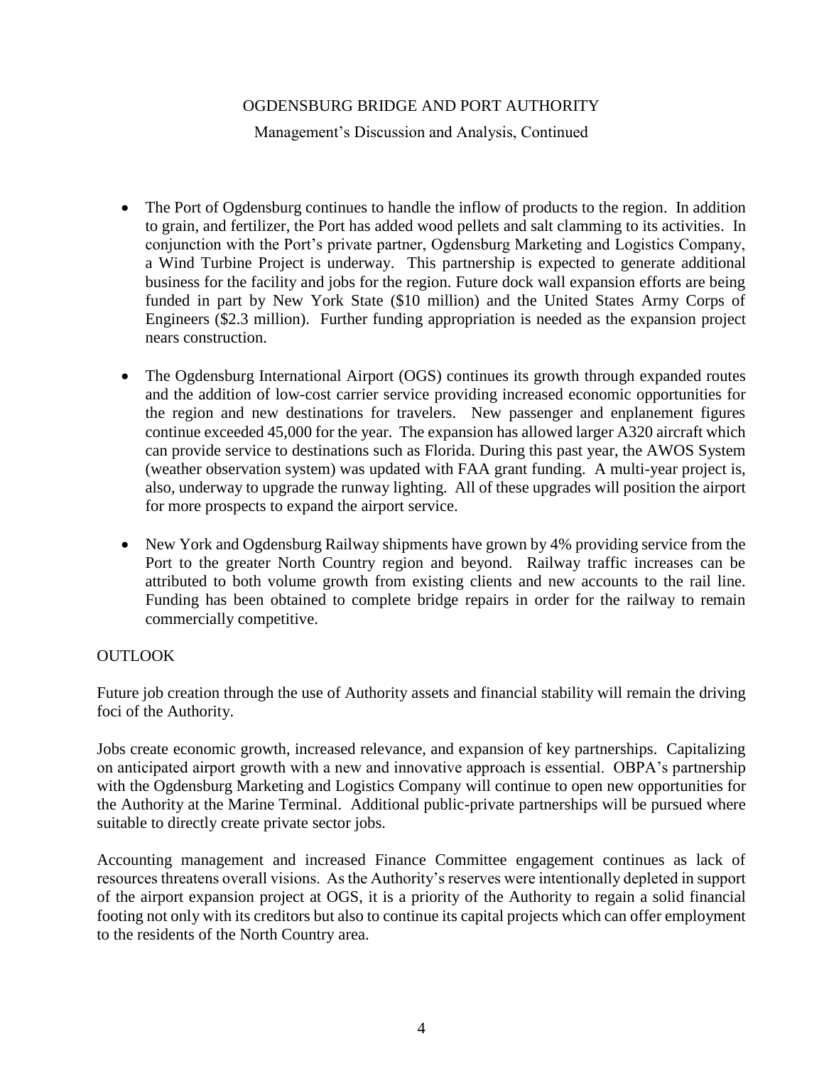- The Port of Ogdensburg continues to handle the inflow of products to the region. In addition to grain, and fertilizer, the Port has added wood pellets and salt clamming to its activities. In conjunction with the Port's private partner, Ogdensburg Marketing and Logistics Company, a Wind Turbine Project is underway. This partnership is expected to generate additional business for the facility and jobs for the region. Future dock wall expansion efforts are being funded in part by New York State ($10 million) and the United States Army Corps of Engineers ($2.3 million). Further funding appropriation is needed as the expansion project nears construction.

- The Ogdensburg International Airport (OGS) continues its growth through expanded routes and the addition of low-cost carrier service providing increased economic opportunities for the region and new destinations for travelers. New passenger and enplanement figures continue exceeded 45,000 for the year. The expansion has allowed larger A320 aircraft which can provide service to destinations such as Florida. During this past year, the AWOS System (weather observation system) was updated with FAA grant funding. A multi-year project is, also, underway to upgrade the runway lighting. All of these upgrades will position the airport for more prospects to expand the airport service.

- New York and Ogdensburg Railway shipments have grown by 4% providing service from the Port to the greater North Country region and beyond. Railway traffic increases can be attributed to both volume growth from existing clients and new accounts to the rail line. Funding has been obtained to complete bridge repairs in order for the railway to remain commercially competitive.

## OUTLOOK

Future job creation through the use of Authority assets and financial stability will remain the driving foci of the Authority.

Jobs create economic growth, increased relevance, and expansion of key partnerships. Capitalizing on anticipated airport growth with a new and innovative approach is essential. OBPA's partnership with the Ogdensburg Marketing and Logistics Company will continue to open new opportunities for the Authority at the Marine Terminal. Additional public-private partnerships will be pursued where suitable to directly create private sector jobs.

Accounting management and increased Finance Committee engagement continues as lack of resources threatens overall visions. As the Authority's reserves were intentionally depleted in support of the airport expansion project at OGS, it is a priority of the Authority to regain a solid financial footing not only with its creditors but also to continue its capital projects which can offer employment to the residents of the North Country area.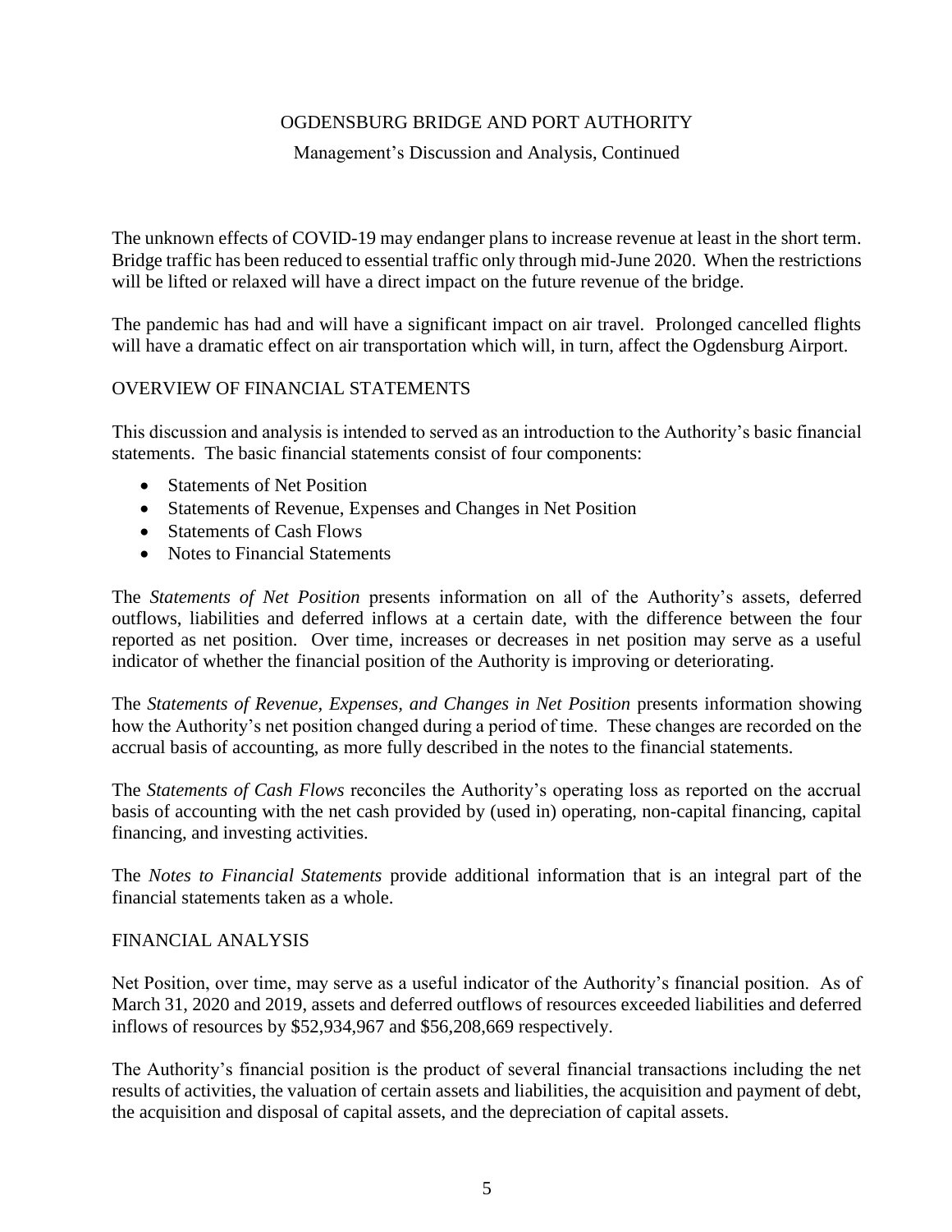The unknown effects of COVID-19 may endanger plans to increase revenue at least in the short term. Bridge traffic has been reduced to essential traffic only through mid-June 2020. When the restrictions will be lifted or relaxed will have a direct impact on the future revenue of the bridge.

The pandemic has had and will have a significant impact on air travel. Prolonged cancelled flights will have a dramatic effect on air transportation which will, in turn, affect the Ogdensburg Airport.

## OVERVIEW OF FINANCIAL STATEMENTS

This discussion and analysis is intended to served as an introduction to the Authority's basic financial statements. The basic financial statements consist of four components:

- Statements of Net Position
- Statements of Revenue, Expenses and Changes in Net Position
- Statements of Cash Flows
- Notes to Financial Statements

The *Statements of Net Position* presents information on all of the Authority's assets, deferred outflows, liabilities and deferred inflows at a certain date, with the difference between the four reported as net position. Over time, increases or decreases in net position may serve as a useful indicator of whether the financial position of the Authority is improving or deteriorating.

The *Statements of Revenue, Expenses, and Changes in Net Position* presents information showing how the Authority's net position changed during a period of time. These changes are recorded on the accrual basis of accounting, as more fully described in the notes to the financial statements.

The *Statements of Cash Flows* reconciles the Authority's operating loss as reported on the accrual basis of accounting with the net cash provided by (used in) operating, non-capital financing, capital financing, and investing activities.

The *Notes to Financial Statements* provide additional information that is an integral part of the financial statements taken as a whole.

## FINANCIAL ANALYSIS

Net Position, over time, may serve as a useful indicator of the Authority's financial position. As of March 31, 2020 and 2019, assets and deferred outflows of resources exceeded liabilities and deferred inflows of resources by $52,934,967 and $56,208,669 respectively.

The Authority's financial position is the product of several financial transactions including the net results of activities, the valuation of certain assets and liabilities, the acquisition and payment of debt, the acquisition and disposal of capital assets, and the depreciation of capital assets.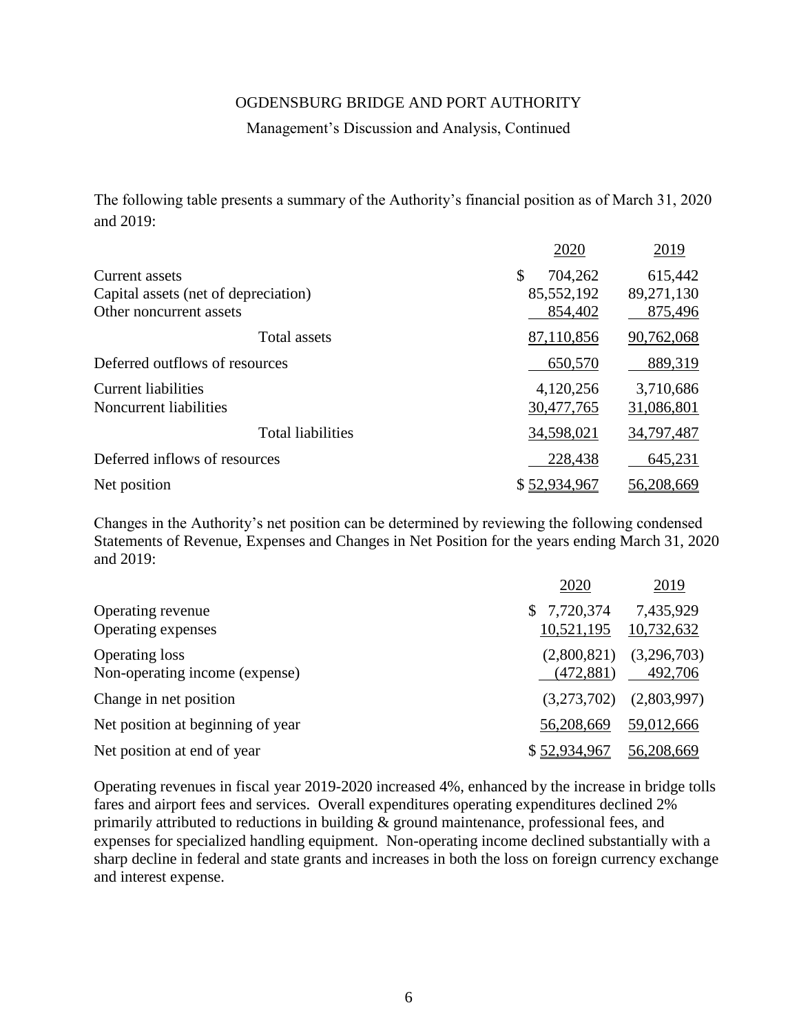OGDENSBURG BRIDGE AND PORT AUTHORITY

Management's Discussion and Analysis, Continued

The following table presents a summary of the Authority's financial position as of March 31, 2020 and 2019:

| | 2020 | 2019 |
|---|---|---|
| Current assets | $ 704,262 | 615,442 |
| Capital assets (net of depreciation) | 85,552,192 | 89,271,130 |
| Other noncurrent assets | 854,402 | 875,496 |
| Total assets | 87,110,856 | 90,762,068 |
| Deferred outflows of resources | 650,570 | 889,319 |
| Current liabilities | 4,120,256 | 3,710,686 |
| Noncurrent liabilities | 30,477,765 | 31,086,801 |
| Total liabilities | 34,598,021 | 34,797,487 |
| Deferred inflows of resources | 228,438 | 645,231 |
| Net position | $ 52,934,967 | 56,208,669 |

Changes in the Authority's net position can be determined by reviewing the following condensed Statements of Revenue, Expenses and Changes in Net Position for the years ending March 31, 2020 and 2019:

| | 2020 | 2019 |
|---|---|---|
| Operating revenue | $ 7,720,374 | 7,435,929 |
| Operating expenses | 10,521,195 | 10,732,632 |
| Operating loss | (2,800,821) | (3,296,703) |
| Non-operating income (expense) | (472,881) | 492,706 |
| Change in net position | (3,273,702) | (2,803,997) |
| Net position at beginning of year | 56,208,669 | 59,012,666 |
| Net position at end of year | $ 52,934,967 | 56,208,669 |

Operating revenues in fiscal year 2019-2020 increased 4%, enhanced by the increase in bridge tolls fares and airport fees and services. Overall expenditures operating expenditures declined 2% primarily attributed to reductions in building & ground maintenance, professional fees, and expenses for specialized handling equipment. Non-operating income declined substantially with a sharp decline in federal and state grants and increases in both the loss on foreign currency exchange and interest expense.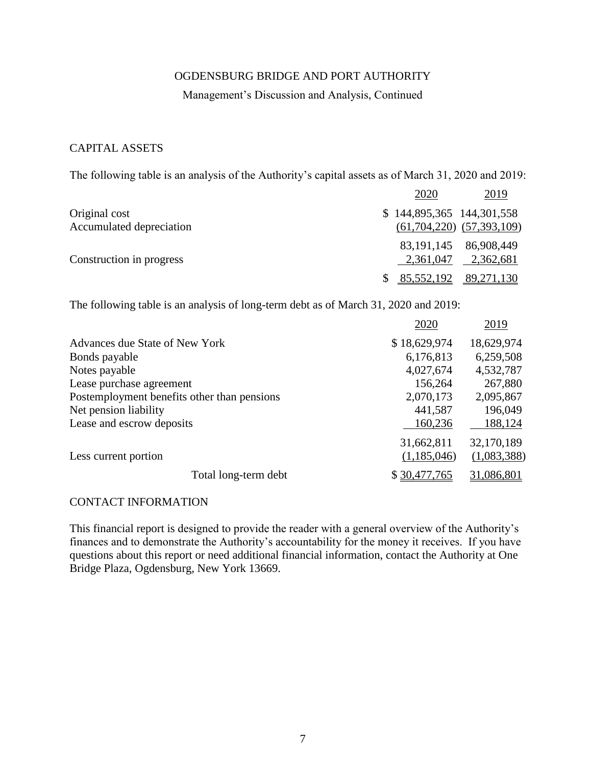OGDENSBURG BRIDGE AND PORT AUTHORITY

Management's Discussion and Analysis, Continued

## CAPITAL ASSETS

The following table is an analysis of the Authority's capital assets as of March 31, 2020 and 2019:

| | 2020 | 2019 |
|---|---|---|
| Original cost | $ 144,895,365 | 144,301,558 |
| Accumulated depreciation | (61,704,220) | (57,393,109) |
| | 83,191,145 | 86,908,449 |
| Construction in progress | 2,361,047 | 2,362,681 |
| | $ 85,552,192 | 89,271,130 |

The following table is an analysis of long-term debt as of March 31, 2020 and 2019:

| | 2020 | 2019 |
|---|---|---|
| Advances due State of New York | $ 18,629,974 | 18,629,974 |
| Bonds payable | 6,176,813 | 6,259,508 |
| Notes payable | 4,027,674 | 4,532,787 |
| Lease purchase agreement | 156,264 | 267,880 |
| Postemployment benefits other than pensions | 2,070,173 | 2,095,867 |
| Net pension liability | 441,587 | 196,049 |
| Lease and escrow deposits | 160,236 | 188,124 |
| | 31,662,811 | 32,170,189 |
| Less current portion | (1,185,046) | (1,083,388) |
| Total long-term debt | $ 30,477,765 | 31,086,801 |

## CONTACT INFORMATION

This financial report is designed to provide the reader with a general overview of the Authority's finances and to demonstrate the Authority's accountability for the money it receives. If you have questions about this report or need additional financial information, contact the Authority at One Bridge Plaza, Ogdensburg, New York 13669.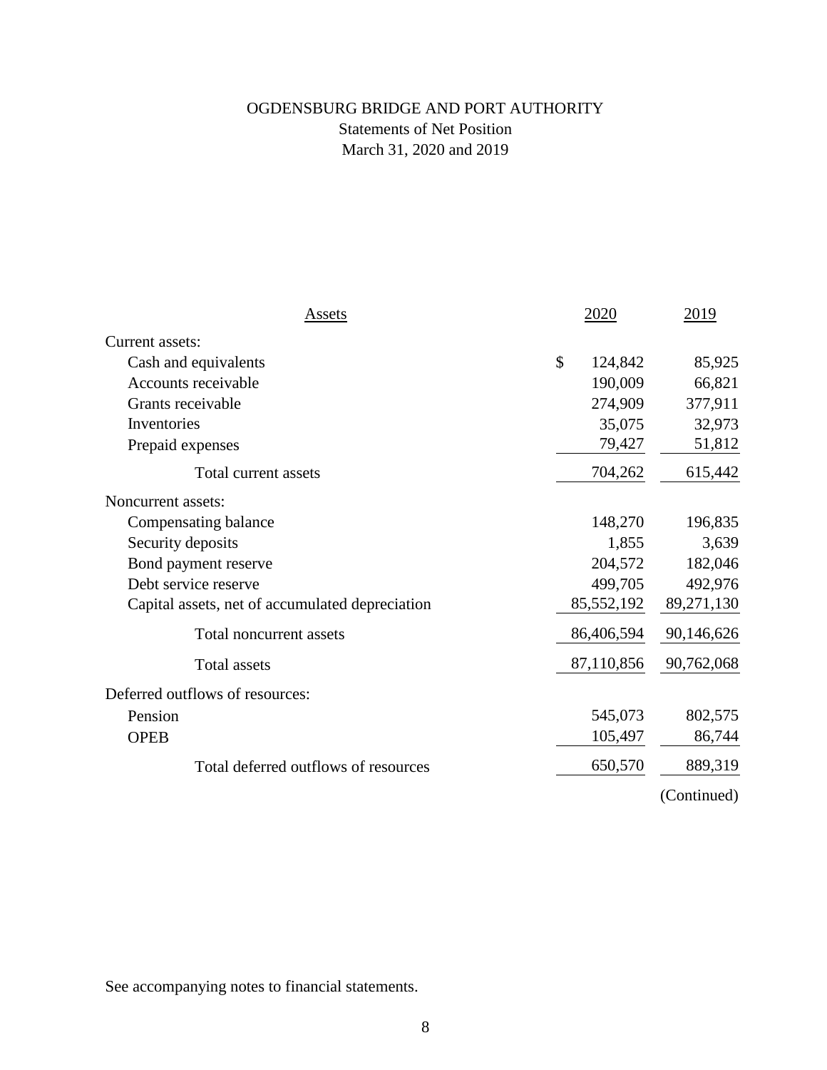# OGDENSBURG BRIDGE AND PORT AUTHORITY

## Statements of Net Position

### March 31, 2020 and 2019

| Assets | 2020 | 2019 |
|---|---|---|
| Current assets: | | |
| Cash and equivalents | $ 124,842 | 85,925 |
| Accounts receivable | 190,009 | 66,821 |
| Grants receivable | 274,909 | 377,911 |
| Inventories | 35,075 | 32,973 |
| Prepaid expenses | 79,427 | 51,812 |
| Total current assets | 704,262 | 615,442 |
| Noncurrent assets: | | |
| Compensating balance | 148,270 | 196,835 |
| Security deposits | 1,855 | 3,639 |
| Bond payment reserve | 204,572 | 182,046 |
| Debt service reserve | 499,705 | 492,976 |
| Capital assets, net of accumulated depreciation | 85,552,192 | 89,271,130 |
| Total noncurrent assets | 86,406,594 | 90,146,626 |
| Total assets | 87,110,856 | 90,762,068 |
| Deferred outflows of resources: | | |
| Pension | 545,073 | 802,575 |
| OPEB | 105,497 | 86,744 |
| Total deferred outflows of resources | 650,570 | 889,319 |

(Continued)

See accompanying notes to financial statements.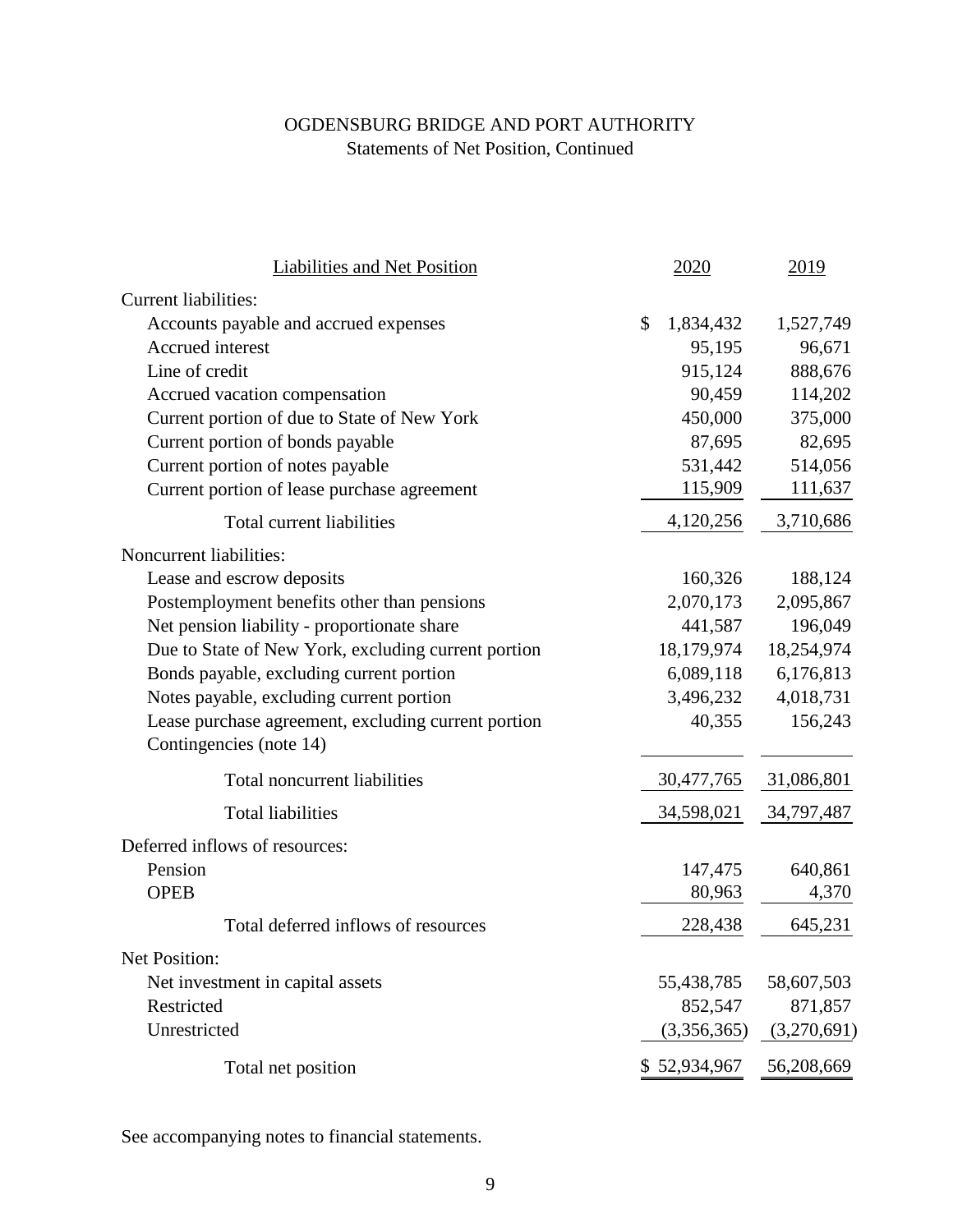# OGDENSBURG BRIDGE AND PORT AUTHORITY

Statements of Net Position, Continued

| Liabilities and Net Position | 2020 | 2019 |
|---|---|---|
| Current liabilities: | | |
| Accounts payable and accrued expenses | $ 1,834,432 | 1,527,749 |
| Accrued interest | 95,195 | 96,671 |
| Line of credit | 915,124 | 888,676 |
| Accrued vacation compensation | 90,459 | 114,202 |
| Current portion of due to State of New York | 450,000 | 375,000 |
| Current portion of bonds payable | 87,695 | 82,695 |
| Current portion of notes payable | 531,442 | 514,056 |
| Current portion of lease purchase agreement | 115,909 | 111,637 |
| Total current liabilities | 4,120,256 | 3,710,686 |
| Noncurrent liabilities: | | |
| Lease and escrow deposits | 160,326 | 188,124 |
| Postemployment benefits other than pensions | 2,070,173 | 2,095,867 |
| Net pension liability - proportionate share | 441,587 | 196,049 |
| Due to State of New York, excluding current portion | 18,179,974 | 18,254,974 |
| Bonds payable, excluding current portion | 6,089,118 | 6,176,813 |
| Notes payable, excluding current portion | 3,496,232 | 4,018,731 |
| Lease purchase agreement, excluding current portion | 40,355 | 156,243 |
| Contingencies (note 14) | | |
| Total noncurrent liabilities | 30,477,765 | 31,086,801 |
| Total liabilities | 34,598,021 | 34,797,487 |
| Deferred inflows of resources: | | |
| Pension | 147,475 | 640,861 |
| OPEB | 80,963 | 4,370 |
| Total deferred inflows of resources | 228,438 | 645,231 |
| Net Position: | | |
| Net investment in capital assets | 55,438,785 | 58,607,503 |
| Restricted | 852,547 | 871,857 |
| Unrestricted | (3,356,365) | (3,270,691) |
| Total net position | $ 52,934,967 | 56,208,669 |

See accompanying notes to financial statements.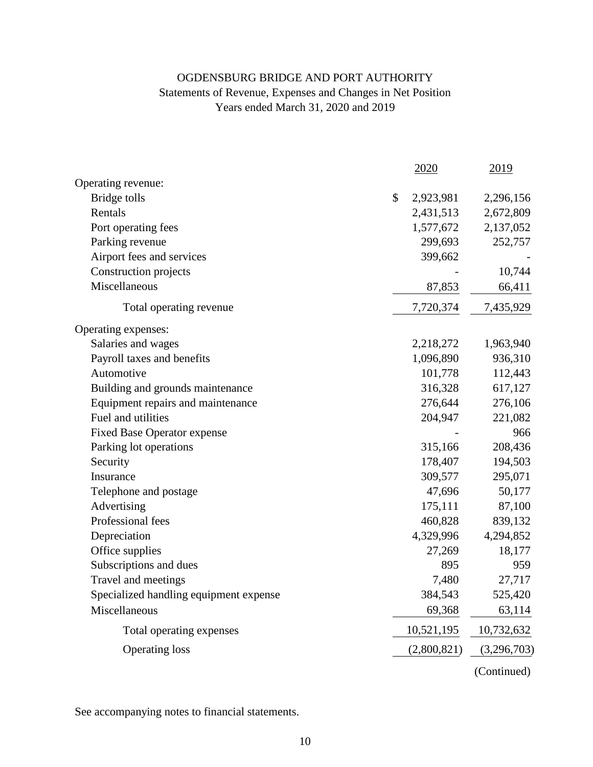# OGDENSBURG BRIDGE AND PORT AUTHORITY

## Statements of Revenue, Expenses and Changes in Net Position

### Years ended March 31, 2020 and 2019

| | 2020 | 2019 |
|---|---|---|
| Operating revenue: | | |
| Bridge tolls | $ 2,923,981 | 2,296,156 |
| Rentals | 2,431,513 | 2,672,809 |
| Port operating fees | 1,577,672 | 2,137,052 |
| Parking revenue | 299,693 | 252,757 |
| Airport fees and services | 399,662 | - |
| Construction projects | - | 10,744 |
| Miscellaneous | 87,853 | 66,411 |
| Total operating revenue | 7,720,374 | 7,435,929 |
| Operating expenses: | | |
| Salaries and wages | 2,218,272 | 1,963,940 |
| Payroll taxes and benefits | 1,096,890 | 936,310 |
| Automotive | 101,778 | 112,443 |
| Building and grounds maintenance | 316,328 | 617,127 |
| Equipment repairs and maintenance | 276,644 | 276,106 |
| Fuel and utilities | 204,947 | 221,082 |
| Fixed Base Operator expense | - | 966 |
| Parking lot operations | 315,166 | 208,436 |
| Security | 178,407 | 194,503 |
| Insurance | 309,577 | 295,071 |
| Telephone and postage | 47,696 | 50,177 |
| Advertising | 175,111 | 87,100 |
| Professional fees | 460,828 | 839,132 |
| Depreciation | 4,329,996 | 4,294,852 |
| Office supplies | 27,269 | 18,177 |
| Subscriptions and dues | 895 | 959 |
| Travel and meetings | 7,480 | 27,717 |
| Specialized handling equipment expense | 384,543 | 525,420 |
| Miscellaneous | 69,368 | 63,114 |
| Total operating expenses | 10,521,195 | 10,732,632 |
| Operating loss | (2,800,821) | (3,296,703) |

(Continued)

See accompanying notes to financial statements.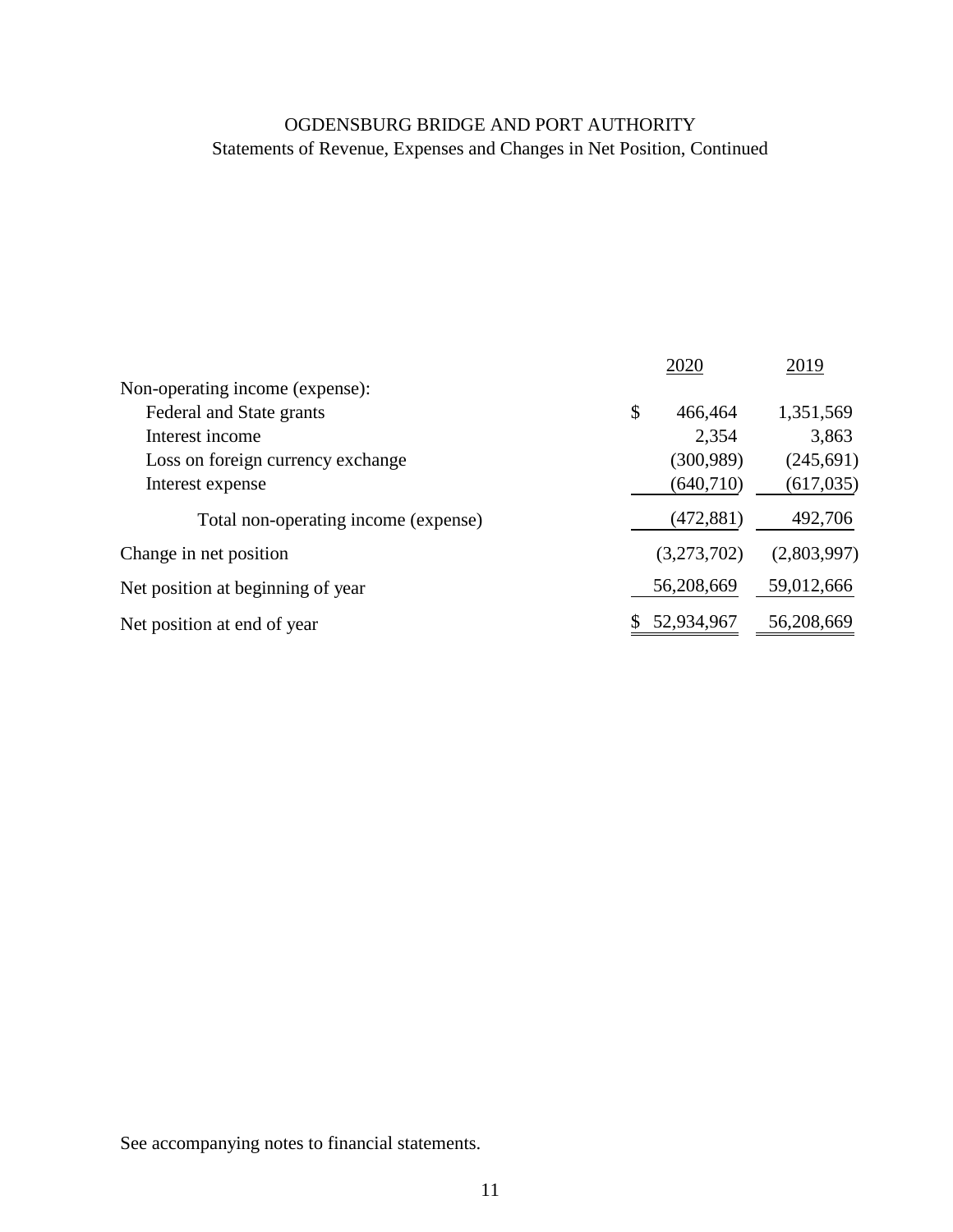# OGDENSBURG BRIDGE AND PORT AUTHORITY

## Statements of Revenue, Expenses and Changes in Net Position, Continued

| | 2020 | 2019 |
|---|---|---|
| Non-operating income (expense): | | |
| Federal and State grants | $ 466,464 | 1,351,569 |
| Interest income | 2,354 | 3,863 |
| Loss on foreign currency exchange | (300,989) | (245,691) |
| Interest expense | (640,710) | (617,035) |
| Total non-operating income (expense) | (472,881) | 492,706 |
| Change in net position | (3,273,702) | (2,803,997) |
| Net position at beginning of year | 56,208,669 | 59,012,666 |
| Net position at end of year | $ 52,934,967 | 56,208,669 |

See accompanying notes to financial statements.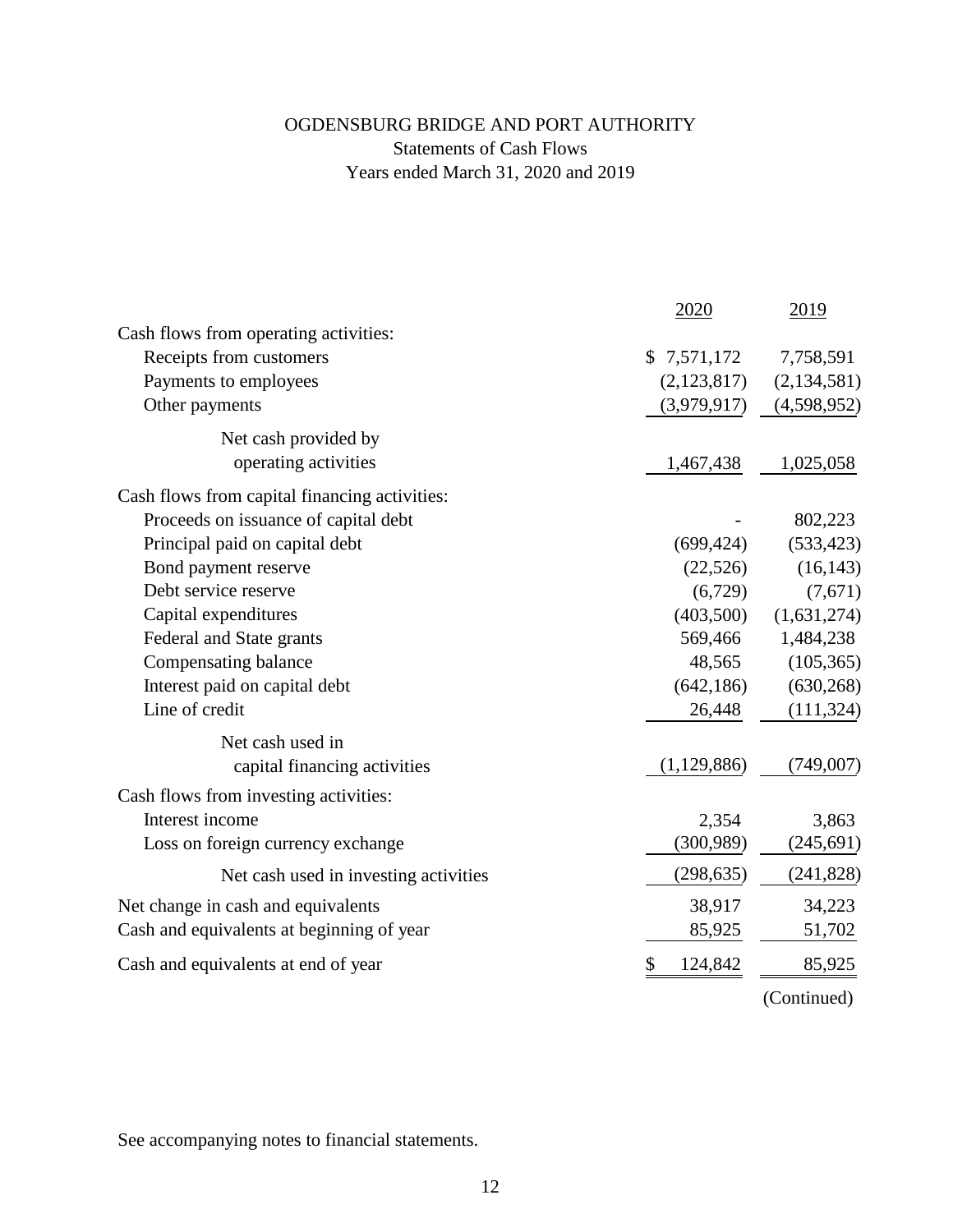# OGDENSBURG BRIDGE AND PORT AUTHORITY

Statements of Cash Flows

Years ended March 31, 2020 and 2019

| | 2020 | 2019 |
|---|---|---|
| Cash flows from operating activities: | | |
| Receipts from customers | $ 7,571,172 | 7,758,591 |
| Payments to employees | (2,123,817) | (2,134,581) |
| Other payments | (3,979,917) | (4,598,952) |
| Net cash provided by operating activities | 1,467,438 | 1,025,058 |
| Cash flows from capital financing activities: | | |
| Proceeds on issuance of capital debt | - | 802,223 |
| Principal paid on capital debt | (699,424) | (533,423) |
| Bond payment reserve | (22,526) | (16,143) |
| Debt service reserve | (6,729) | (7,671) |
| Capital expenditures | (403,500) | (1,631,274) |
| Federal and State grants | 569,466 | 1,484,238 |
| Compensating balance | 48,565 | (105,365) |
| Interest paid on capital debt | (642,186) | (630,268) |
| Line of credit | 26,448 | (111,324) |
| Net cash used in capital financing activities | (1,129,886) | (749,007) |
| Cash flows from investing activities: | | |
| Interest income | 2,354 | 3,863 |
| Loss on foreign currency exchange | (300,989) | (245,691) |
| Net cash used in investing activities | (298,635) | (241,828) |
| Net change in cash and equivalents | 38,917 | 34,223 |
| Cash and equivalents at beginning of year | 85,925 | 51,702 |
| Cash and equivalents at end of year | $ 124,842 | 85,925 |

(Continued)

See accompanying notes to financial statements.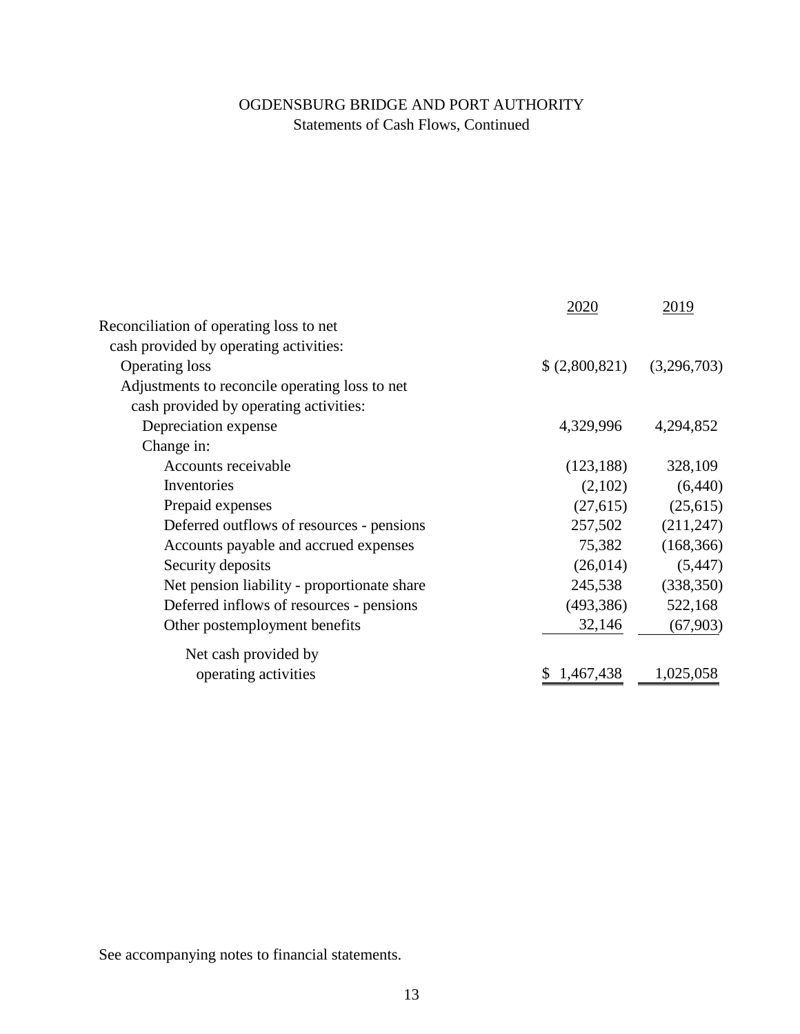# OGDENSBURG BRIDGE AND PORT AUTHORITY

## Statements of Cash Flows, Continued

| | 2020 | 2019 |
|---|---|---|
| Reconciliation of operating loss to net cash provided by operating activities: | | |
| Operating loss | $ (2,800,821) | (3,296,703) |
| Adjustments to reconcile operating loss to net cash provided by operating activities: | | |
| Depreciation expense | 4,329,996 | 4,294,852 |
| Change in: | | |
| Accounts receivable | (123,188) | 328,109 |
| Inventories | (2,102) | (6,440) |
| Prepaid expenses | (27,615) | (25,615) |
| Deferred outflows of resources - pensions | 257,502 | (211,247) |
| Accounts payable and accrued expenses | 75,382 | (168,366) |
| Security deposits | (26,014) | (5,447) |
| Net pension liability - proportionate share | 245,538 | (338,350) |
| Deferred inflows of resources - pensions | (493,386) | 522,168 |
| Other postemployment benefits | 32,146 | (67,903) |
| Net cash provided by operating activities | $ 1,467,438 | 1,025,058 |

See accompanying notes to financial statements.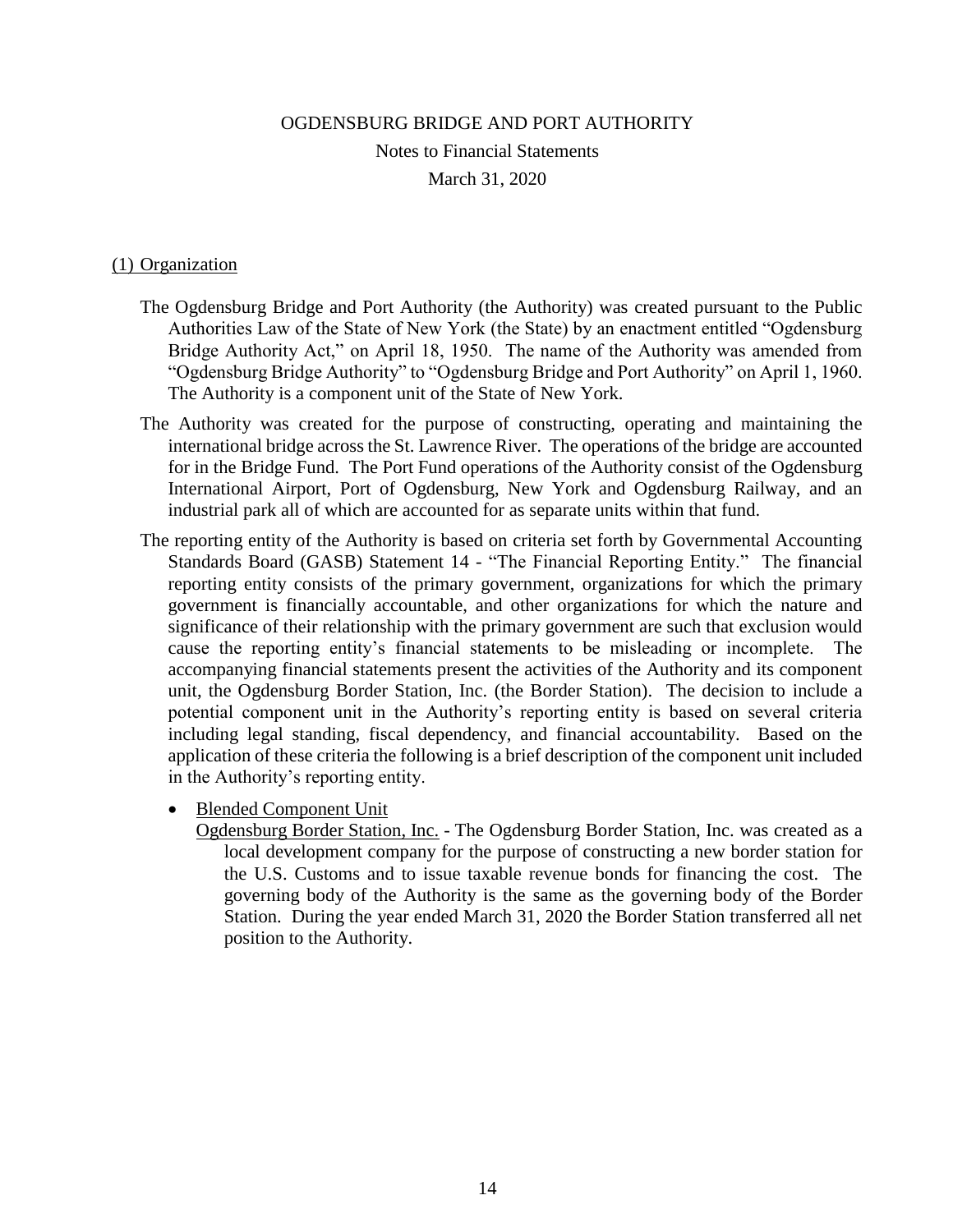OGDENSBURG BRIDGE AND PORT AUTHORITY

Notes to Financial Statements

March 31, 2020

## (1) Organization

The Ogdensburg Bridge and Port Authority (the Authority) was created pursuant to the Public Authorities Law of the State of New York (the State) by an enactment entitled "Ogdensburg Bridge Authority Act," on April 18, 1950. The name of the Authority was amended from "Ogdensburg Bridge Authority" to "Ogdensburg Bridge and Port Authority" on April 1, 1960. The Authority is a component unit of the State of New York.

The Authority was created for the purpose of constructing, operating and maintaining the international bridge across the St. Lawrence River. The operations of the bridge are accounted for in the Bridge Fund. The Port Fund operations of the Authority consist of the Ogdensburg International Airport, Port of Ogdensburg, New York and Ogdensburg Railway, and an industrial park all of which are accounted for as separate units within that fund.

The reporting entity of the Authority is based on criteria set forth by Governmental Accounting Standards Board (GASB) Statement 14 - "The Financial Reporting Entity." The financial reporting entity consists of the primary government, organizations for which the primary government is financially accountable, and other organizations for which the nature and significance of their relationship with the primary government are such that exclusion would cause the reporting entity's financial statements to be misleading or incomplete. The accompanying financial statements present the activities of the Authority and its component unit, the Ogdensburg Border Station, Inc. (the Border Station). The decision to include a potential component unit in the Authority's reporting entity is based on several criteria including legal standing, fiscal dependency, and financial accountability. Based on the application of these criteria the following is a brief description of the component unit included in the Authority's reporting entity.

- Blended Component Unit

  Ogdensburg Border Station, Inc. - The Ogdensburg Border Station, Inc. was created as a local development company for the purpose of constructing a new border station for the U.S. Customs and to issue taxable revenue bonds for financing the cost. The governing body of the Authority is the same as the governing body of the Border Station. During the year ended March 31, 2020 the Border Station transferred all net position to the Authority.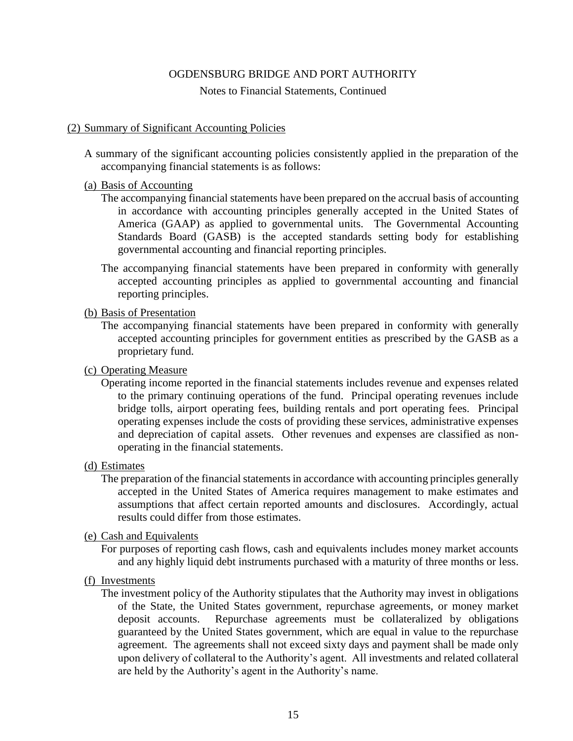## (2) Summary of Significant Accounting Policies

A summary of the significant accounting policies consistently applied in the preparation of the accompanying financial statements is as follows:

### (a) Basis of Accounting

The accompanying financial statements have been prepared on the accrual basis of accounting in accordance with accounting principles generally accepted in the United States of America (GAAP) as applied to governmental units. The Governmental Accounting Standards Board (GASB) is the accepted standards setting body for establishing governmental accounting and financial reporting principles.

The accompanying financial statements have been prepared in conformity with generally accepted accounting principles as applied to governmental accounting and financial reporting principles.

### (b) Basis of Presentation

The accompanying financial statements have been prepared in conformity with generally accepted accounting principles for government entities as prescribed by the GASB as a proprietary fund.

### (c) Operating Measure

Operating income reported in the financial statements includes revenue and expenses related to the primary continuing operations of the fund. Principal operating revenues include bridge tolls, airport operating fees, building rentals and port operating fees. Principal operating expenses include the costs of providing these services, administrative expenses and depreciation of capital assets. Other revenues and expenses are classified as non-operating in the financial statements.

### (d) Estimates

The preparation of the financial statements in accordance with accounting principles generally accepted in the United States of America requires management to make estimates and assumptions that affect certain reported amounts and disclosures. Accordingly, actual results could differ from those estimates.

### (e) Cash and Equivalents

For purposes of reporting cash flows, cash and equivalents includes money market accounts and any highly liquid debt instruments purchased with a maturity of three months or less.

### (f) Investments

The investment policy of the Authority stipulates that the Authority may invest in obligations of the State, the United States government, repurchase agreements, or money market deposit accounts. Repurchase agreements must be collateralized by obligations guaranteed by the United States government, which are equal in value to the repurchase agreement. The agreements shall not exceed sixty days and payment shall be made only upon delivery of collateral to the Authority's agent. All investments and related collateral are held by the Authority's agent in the Authority's name.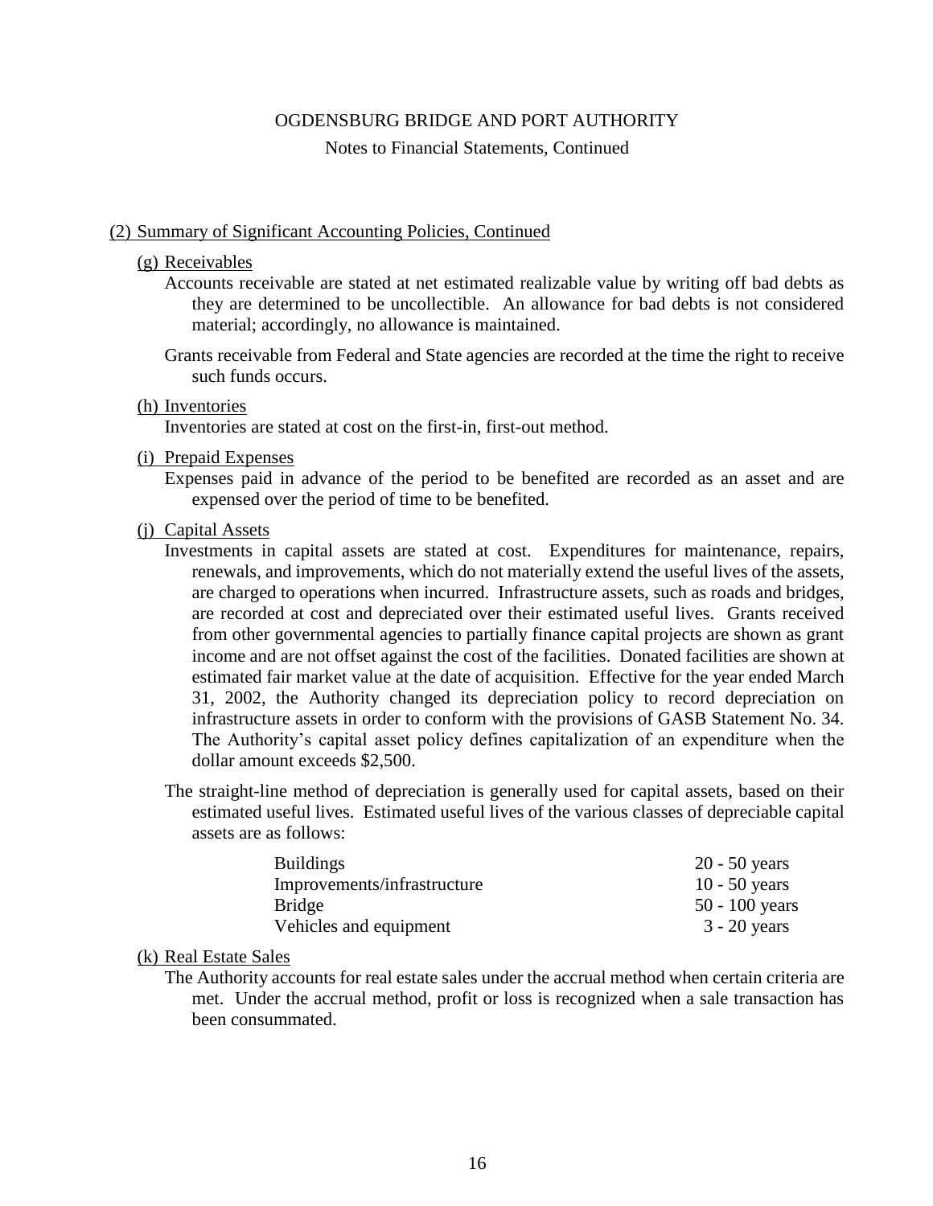OGDENSBURG BRIDGE AND PORT AUTHORITY

Notes to Financial Statements, Continued

## (2) Summary of Significant Accounting Policies, Continued

### (g) Receivables

Accounts receivable are stated at net estimated realizable value by writing off bad debts as they are determined to be uncollectible. An allowance for bad debts is not considered material; accordingly, no allowance is maintained.

Grants receivable from Federal and State agencies are recorded at the time the right to receive such funds occurs.

### (h) Inventories

Inventories are stated at cost on the first-in, first-out method.

### (i) Prepaid Expenses

Expenses paid in advance of the period to be benefited are recorded as an asset and are expensed over the period of time to be benefited.

### (j) Capital Assets

Investments in capital assets are stated at cost. Expenditures for maintenance, repairs, renewals, and improvements, which do not materially extend the useful lives of the assets, are charged to operations when incurred. Infrastructure assets, such as roads and bridges, are recorded at cost and depreciated over their estimated useful lives. Grants received from other governmental agencies to partially finance capital projects are shown as grant income and are not offset against the cost of the facilities. Donated facilities are shown at estimated fair market value at the date of acquisition. Effective for the year ended March 31, 2002, the Authority changed its depreciation policy to record depreciation on infrastructure assets in order to conform with the provisions of GASB Statement No. 34. The Authority's capital asset policy defines capitalization of an expenditure when the dollar amount exceeds $2,500.

The straight-line method of depreciation is generally used for capital assets, based on their estimated useful lives. Estimated useful lives of the various classes of depreciable capital assets are as follows:

| | |
|---|---|
| Buildings | 20 - 50 years |
| Improvements/infrastructure | 10 - 50 years |
| Bridge | 50 - 100 years |
| Vehicles and equipment | 3 - 20 years |

### (k) Real Estate Sales

The Authority accounts for real estate sales under the accrual method when certain criteria are met. Under the accrual method, profit or loss is recognized when a sale transaction has been consummated.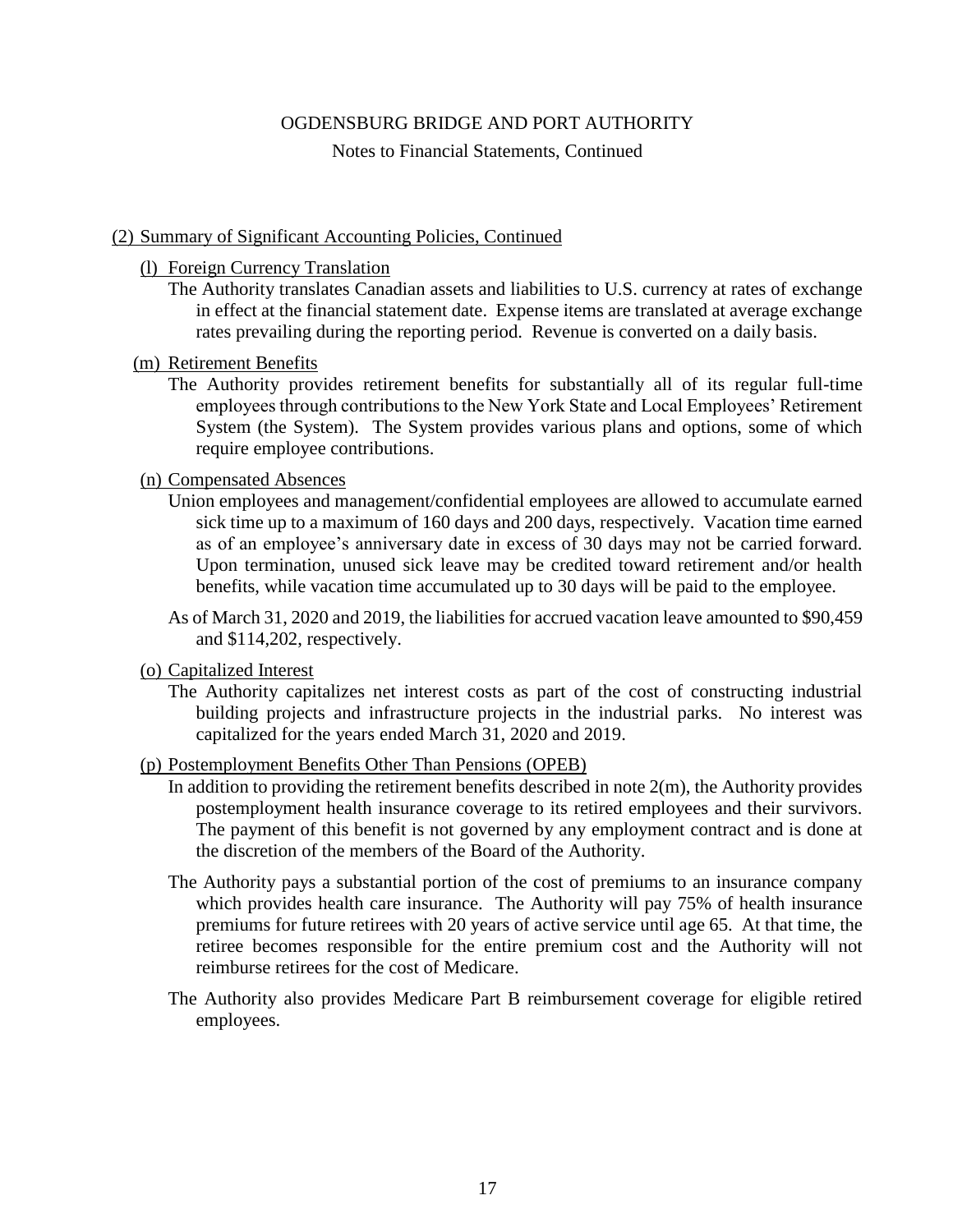## (2) Summary of Significant Accounting Policies, Continued

### (l) Foreign Currency Translation

The Authority translates Canadian assets and liabilities to U.S. currency at rates of exchange in effect at the financial statement date. Expense items are translated at average exchange rates prevailing during the reporting period. Revenue is converted on a daily basis.

### (m) Retirement Benefits

The Authority provides retirement benefits for substantially all of its regular full-time employees through contributions to the New York State and Local Employees' Retirement System (the System). The System provides various plans and options, some of which require employee contributions.

### (n) Compensated Absences

Union employees and management/confidential employees are allowed to accumulate earned sick time up to a maximum of 160 days and 200 days, respectively. Vacation time earned as of an employee's anniversary date in excess of 30 days may not be carried forward. Upon termination, unused sick leave may be credited toward retirement and/or health benefits, while vacation time accumulated up to 30 days will be paid to the employee.

As of March 31, 2020 and 2019, the liabilities for accrued vacation leave amounted to $90,459 and $114,202, respectively.

### (o) Capitalized Interest

The Authority capitalizes net interest costs as part of the cost of constructing industrial building projects and infrastructure projects in the industrial parks. No interest was capitalized for the years ended March 31, 2020 and 2019.

### (p) Postemployment Benefits Other Than Pensions (OPEB)

In addition to providing the retirement benefits described in note 2(m), the Authority provides postemployment health insurance coverage to its retired employees and their survivors. The payment of this benefit is not governed by any employment contract and is done at the discretion of the members of the Board of the Authority.

The Authority pays a substantial portion of the cost of premiums to an insurance company which provides health care insurance. The Authority will pay 75% of health insurance premiums for future retirees with 20 years of active service until age 65. At that time, the retiree becomes responsible for the entire premium cost and the Authority will not reimburse retirees for the cost of Medicare.

The Authority also provides Medicare Part B reimbursement coverage for eligible retired employees.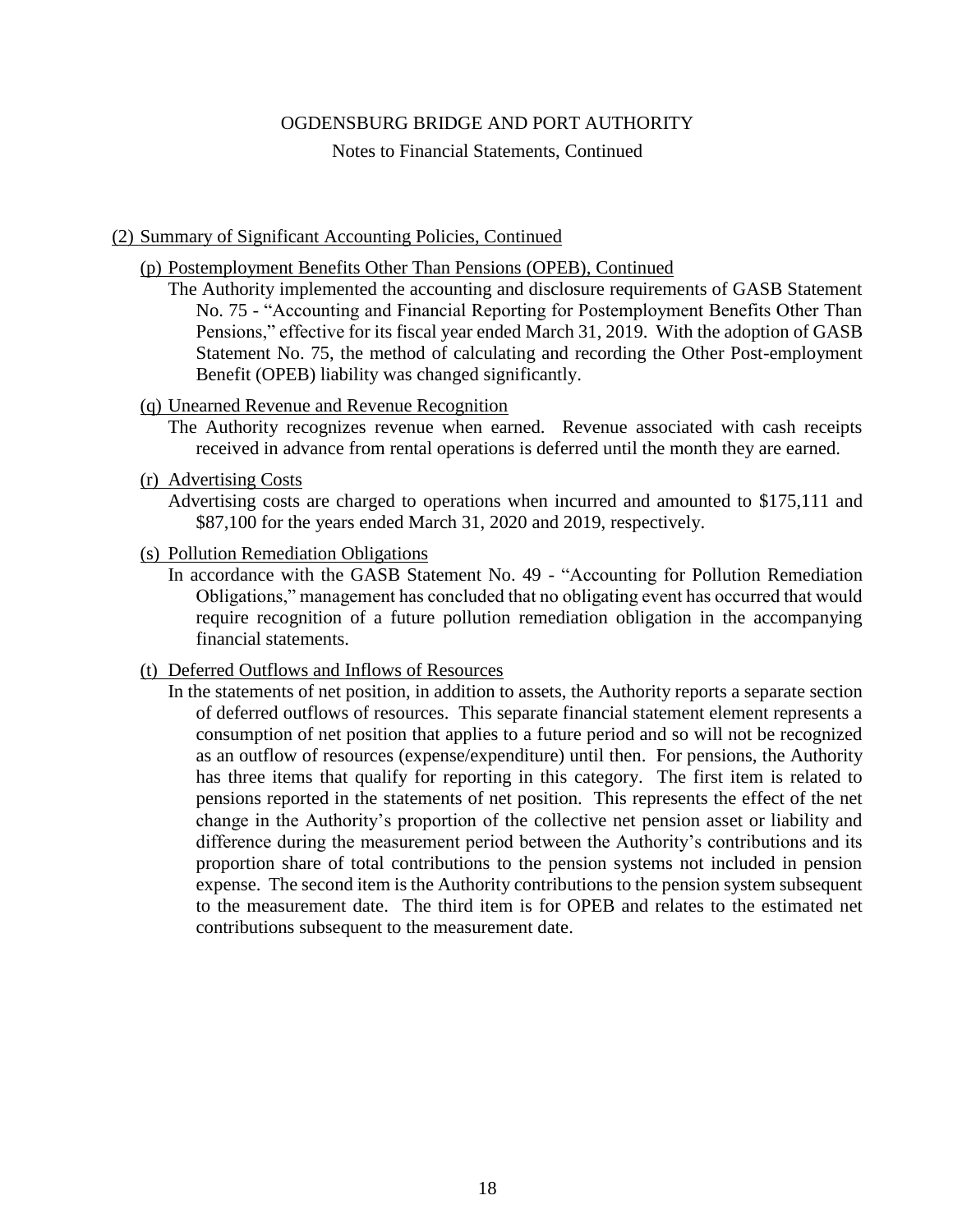## (2) Summary of Significant Accounting Policies, Continued

### (p) Postemployment Benefits Other Than Pensions (OPEB), Continued

The Authority implemented the accounting and disclosure requirements of GASB Statement No. 75 - "Accounting and Financial Reporting for Postemployment Benefits Other Than Pensions," effective for its fiscal year ended March 31, 2019. With the adoption of GASB Statement No. 75, the method of calculating and recording the Other Post-employment Benefit (OPEB) liability was changed significantly.

### (q) Unearned Revenue and Revenue Recognition

The Authority recognizes revenue when earned. Revenue associated with cash receipts received in advance from rental operations is deferred until the month they are earned.

### (r) Advertising Costs

Advertising costs are charged to operations when incurred and amounted to $175,111 and $87,100 for the years ended March 31, 2020 and 2019, respectively.

### (s) Pollution Remediation Obligations

In accordance with the GASB Statement No. 49 - "Accounting for Pollution Remediation Obligations," management has concluded that no obligating event has occurred that would require recognition of a future pollution remediation obligation in the accompanying financial statements.

### (t) Deferred Outflows and Inflows of Resources

In the statements of net position, in addition to assets, the Authority reports a separate section of deferred outflows of resources. This separate financial statement element represents a consumption of net position that applies to a future period and so will not be recognized as an outflow of resources (expense/expenditure) until then. For pensions, the Authority has three items that qualify for reporting in this category. The first item is related to pensions reported in the statements of net position. This represents the effect of the net change in the Authority's proportion of the collective net pension asset or liability and difference during the measurement period between the Authority's contributions and its proportion share of total contributions to the pension systems not included in pension expense. The second item is the Authority contributions to the pension system subsequent to the measurement date. The third item is for OPEB and relates to the estimated net contributions subsequent to the measurement date.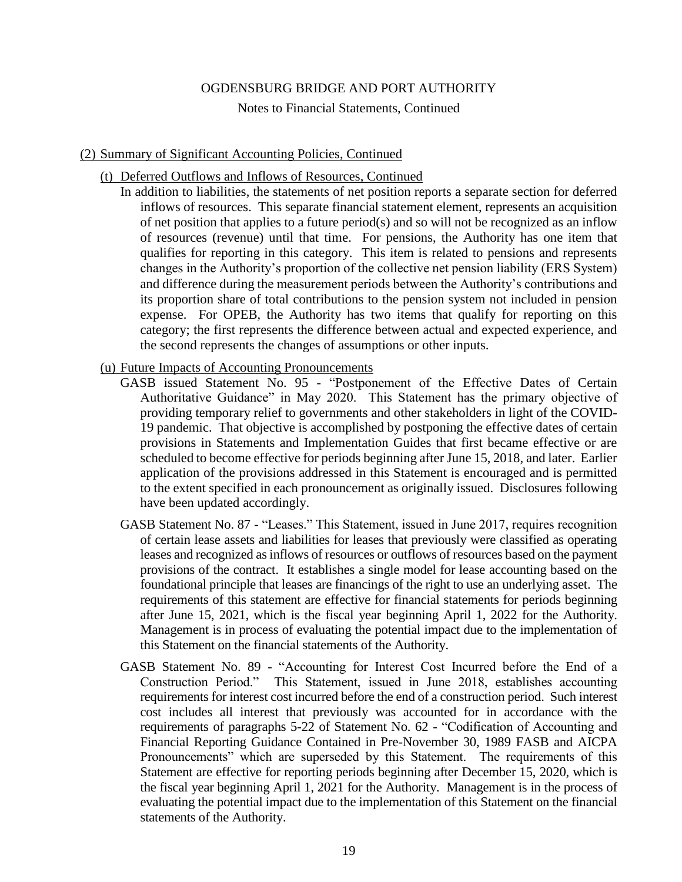## (2) Summary of Significant Accounting Policies, Continued

### (t) Deferred Outflows and Inflows of Resources, Continued

In addition to liabilities, the statements of net position reports a separate section for deferred inflows of resources. This separate financial statement element, represents an acquisition of net position that applies to a future period(s) and so will not be recognized as an inflow of resources (revenue) until that time. For pensions, the Authority has one item that qualifies for reporting in this category. This item is related to pensions and represents changes in the Authority's proportion of the collective net pension liability (ERS System) and difference during the measurement periods between the Authority's contributions and its proportion share of total contributions to the pension system not included in pension expense. For OPEB, the Authority has two items that qualify for reporting on this category; the first represents the difference between actual and expected experience, and the second represents the changes of assumptions or other inputs.

### (u) Future Impacts of Accounting Pronouncements

GASB issued Statement No. 95 - "Postponement of the Effective Dates of Certain Authoritative Guidance" in May 2020. This Statement has the primary objective of providing temporary relief to governments and other stakeholders in light of the COVID-19 pandemic. That objective is accomplished by postponing the effective dates of certain provisions in Statements and Implementation Guides that first became effective or are scheduled to become effective for periods beginning after June 15, 2018, and later. Earlier application of the provisions addressed in this Statement is encouraged and is permitted to the extent specified in each pronouncement as originally issued. Disclosures following have been updated accordingly.

GASB Statement No. 87 - "Leases." This Statement, issued in June 2017, requires recognition of certain lease assets and liabilities for leases that previously were classified as operating leases and recognized as inflows of resources or outflows of resources based on the payment provisions of the contract. It establishes a single model for lease accounting based on the foundational principle that leases are financings of the right to use an underlying asset. The requirements of this statement are effective for financial statements for periods beginning after June 15, 2021, which is the fiscal year beginning April 1, 2022 for the Authority. Management is in process of evaluating the potential impact due to the implementation of this Statement on the financial statements of the Authority.

GASB Statement No. 89 - "Accounting for Interest Cost Incurred before the End of a Construction Period." This Statement, issued in June 2018, establishes accounting requirements for interest cost incurred before the end of a construction period. Such interest cost includes all interest that previously was accounted for in accordance with the requirements of paragraphs 5-22 of Statement No. 62 - "Codification of Accounting and Financial Reporting Guidance Contained in Pre-November 30, 1989 FASB and AICPA Pronouncements" which are superseded by this Statement. The requirements of this Statement are effective for reporting periods beginning after December 15, 2020, which is the fiscal year beginning April 1, 2021 for the Authority. Management is in the process of evaluating the potential impact due to the implementation of this Statement on the financial statements of the Authority.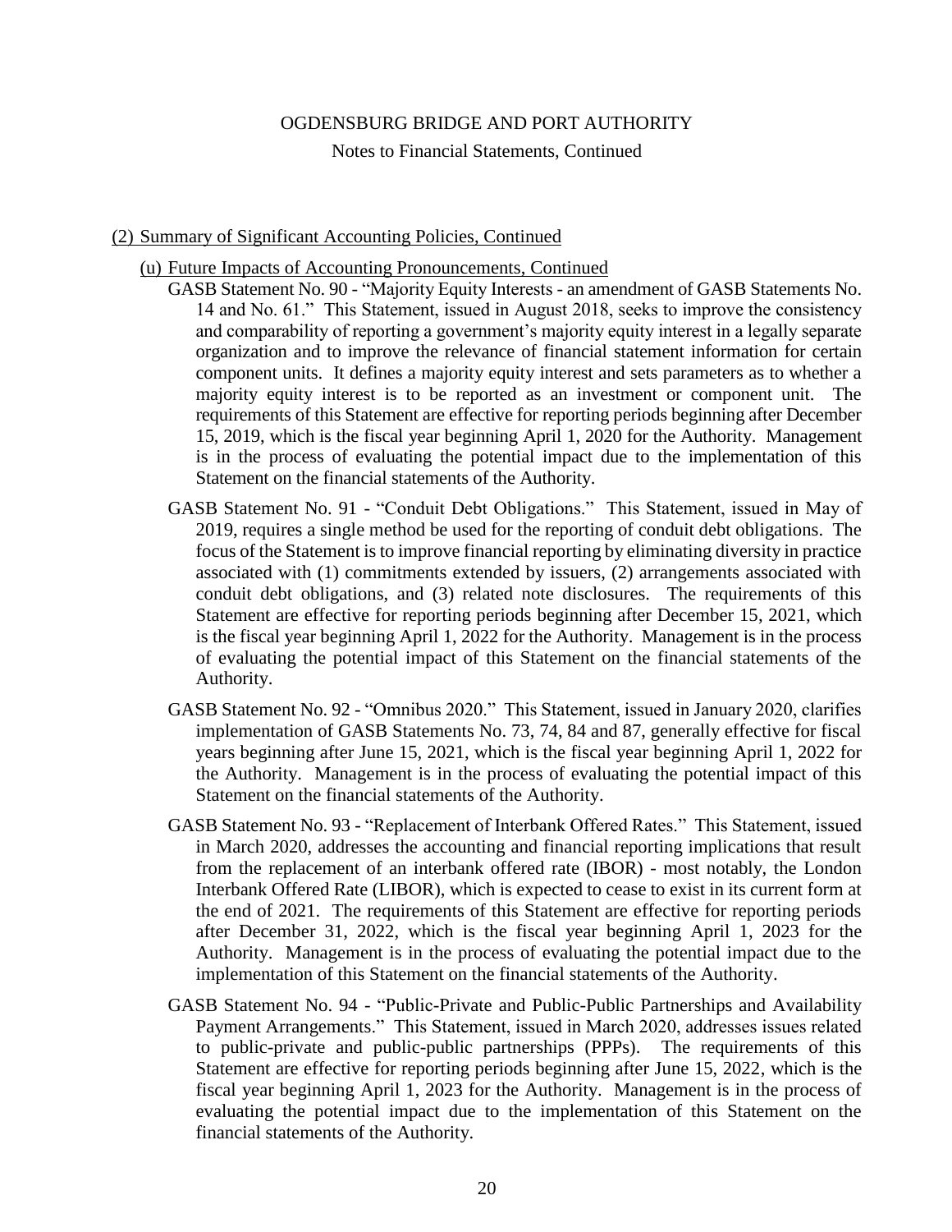## (2) Summary of Significant Accounting Policies, Continued

### (u) Future Impacts of Accounting Pronouncements, Continued

GASB Statement No. 90 - "Majority Equity Interests - an amendment of GASB Statements No. 14 and No. 61." This Statement, issued in August 2018, seeks to improve the consistency and comparability of reporting a government's majority equity interest in a legally separate organization and to improve the relevance of financial statement information for certain component units. It defines a majority equity interest and sets parameters as to whether a majority equity interest is to be reported as an investment or component unit. The requirements of this Statement are effective for reporting periods beginning after December 15, 2019, which is the fiscal year beginning April 1, 2020 for the Authority. Management is in the process of evaluating the potential impact due to the implementation of this Statement on the financial statements of the Authority.

GASB Statement No. 91 - "Conduit Debt Obligations." This Statement, issued in May of 2019, requires a single method be used for the reporting of conduit debt obligations. The focus of the Statement is to improve financial reporting by eliminating diversity in practice associated with (1) commitments extended by issuers, (2) arrangements associated with conduit debt obligations, and (3) related note disclosures. The requirements of this Statement are effective for reporting periods beginning after December 15, 2021, which is the fiscal year beginning April 1, 2022 for the Authority. Management is in the process of evaluating the potential impact of this Statement on the financial statements of the Authority.

GASB Statement No. 92 - "Omnibus 2020." This Statement, issued in January 2020, clarifies implementation of GASB Statements No. 73, 74, 84 and 87, generally effective for fiscal years beginning after June 15, 2021, which is the fiscal year beginning April 1, 2022 for the Authority. Management is in the process of evaluating the potential impact of this Statement on the financial statements of the Authority.

GASB Statement No. 93 - "Replacement of Interbank Offered Rates." This Statement, issued in March 2020, addresses the accounting and financial reporting implications that result from the replacement of an interbank offered rate (IBOR) - most notably, the London Interbank Offered Rate (LIBOR), which is expected to cease to exist in its current form at the end of 2021. The requirements of this Statement are effective for reporting periods after December 31, 2022, which is the fiscal year beginning April 1, 2023 for the Authority. Management is in the process of evaluating the potential impact due to the implementation of this Statement on the financial statements of the Authority.

GASB Statement No. 94 - "Public-Private and Public-Public Partnerships and Availability Payment Arrangements." This Statement, issued in March 2020, addresses issues related to public-private and public-public partnerships (PPPs). The requirements of this Statement are effective for reporting periods beginning after June 15, 2022, which is the fiscal year beginning April 1, 2023 for the Authority. Management is in the process of evaluating the potential impact due to the implementation of this Statement on the financial statements of the Authority.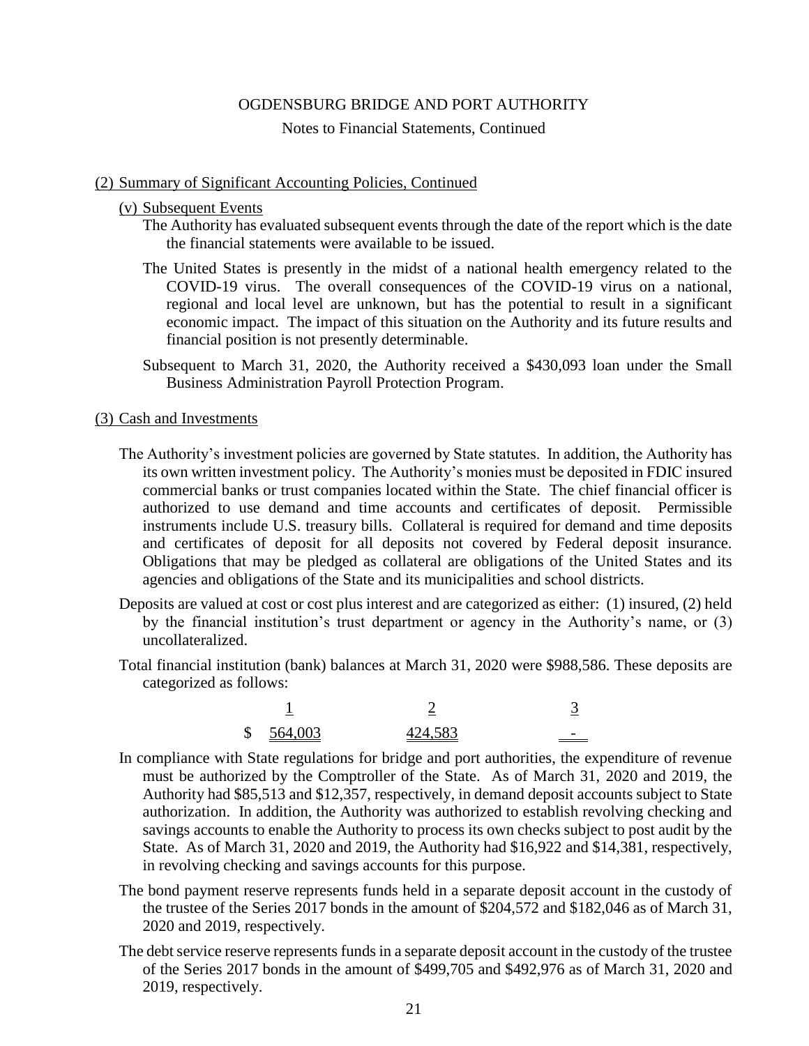# OGDENSBURG BRIDGE AND PORT AUTHORITY

Notes to Financial Statements, Continued

## (2) Summary of Significant Accounting Policies, Continued

### (v) Subsequent Events

The Authority has evaluated subsequent events through the date of the report which is the date the financial statements were available to be issued.

The United States is presently in the midst of a national health emergency related to the COVID-19 virus. The overall consequences of the COVID-19 virus on a national, regional and local level are unknown, but has the potential to result in a significant economic impact. The impact of this situation on the Authority and its future results and financial position is not presently determinable.

Subsequent to March 31, 2020, the Authority received a $430,093 loan under the Small Business Administration Payroll Protection Program.

## (3) Cash and Investments

The Authority's investment policies are governed by State statutes. In addition, the Authority has its own written investment policy. The Authority's monies must be deposited in FDIC insured commercial banks or trust companies located within the State. The chief financial officer is authorized to use demand and time accounts and certificates of deposit. Permissible instruments include U.S. treasury bills. Collateral is required for demand and time deposits and certificates of deposit for all deposits not covered by Federal deposit insurance. Obligations that may be pledged as collateral are obligations of the United States and its agencies and obligations of the State and its municipalities and school districts.

Deposits are valued at cost or cost plus interest and are categorized as either: (1) insured, (2) held by the financial institution's trust department or agency in the Authority's name, or (3) uncollateralized.

Total financial institution (bank) balances at March 31, 2020 were $988,586. These deposits are categorized as follows:

| 1 | 2 | 3 |
|---|---|---|
| $ 564,003 | 424,583 | - |

In compliance with State regulations for bridge and port authorities, the expenditure of revenue must be authorized by the Comptroller of the State. As of March 31, 2020 and 2019, the Authority had $85,513 and $12,357, respectively, in demand deposit accounts subject to State authorization. In addition, the Authority was authorized to establish revolving checking and savings accounts to enable the Authority to process its own checks subject to post audit by the State. As of March 31, 2020 and 2019, the Authority had $16,922 and $14,381, respectively, in revolving checking and savings accounts for this purpose.

The bond payment reserve represents funds held in a separate deposit account in the custody of the trustee of the Series 2017 bonds in the amount of $204,572 and $182,046 as of March 31, 2020 and 2019, respectively.

The debt service reserve represents funds in a separate deposit account in the custody of the trustee of the Series 2017 bonds in the amount of $499,705 and $492,976 as of March 31, 2020 and 2019, respectively.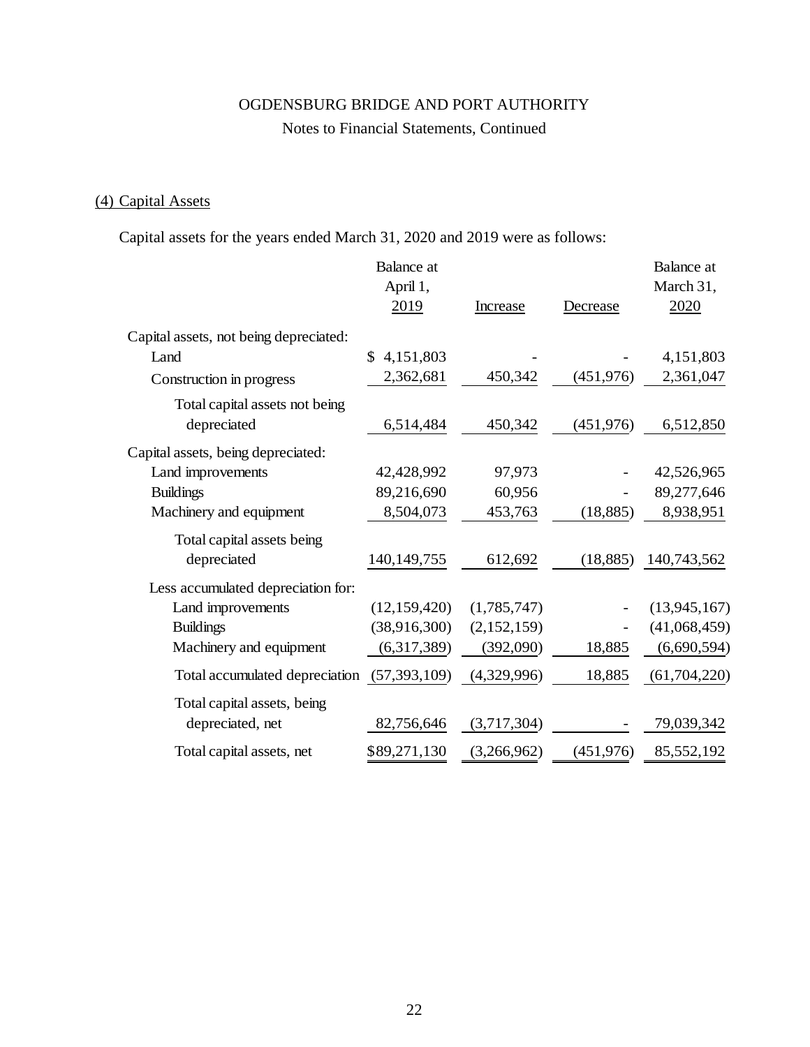OGDENSBURG BRIDGE AND PORT AUTHORITY

Notes to Financial Statements, Continued

## (4) Capital Assets

Capital assets for the years ended March 31, 2020 and 2019 were as follows:

| | Balance at April 1, 2019 | Increase | Decrease | Balance at March 31, 2020 |
|---|---|---|---|---|
| Capital assets, not being depreciated: | | | | |
| Land | $ 4,151,803 | - | - | 4,151,803 |
| Construction in progress | 2,362,681 | 450,342 | (451,976) | 2,361,047 |
| Total capital assets not being depreciated | 6,514,484 | 450,342 | (451,976) | 6,512,850 |
| Capital assets, being depreciated: | | | | |
| Land improvements | 42,428,992 | 97,973 | - | 42,526,965 |
| Buildings | 89,216,690 | 60,956 | - | 89,277,646 |
| Machinery and equipment | 8,504,073 | 453,763 | (18,885) | 8,938,951 |
| Total capital assets being depreciated | 140,149,755 | 612,692 | (18,885) | 140,743,562 |
| Less accumulated depreciation for: | | | | |
| Land improvements | (12,159,420) | (1,785,747) | - | (13,945,167) |
| Buildings | (38,916,300) | (2,152,159) | - | (41,068,459) |
| Machinery and equipment | (6,317,389) | (392,090) | 18,885 | (6,690,594) |
| Total accumulated depreciation | (57,393,109) | (4,329,996) | 18,885 | (61,704,220) |
| Total capital assets, being depreciated, net | 82,756,646 | (3,717,304) | - | 79,039,342 |
| Total capital assets, net | $89,271,130 | (3,266,962) | (451,976) | 85,552,192 |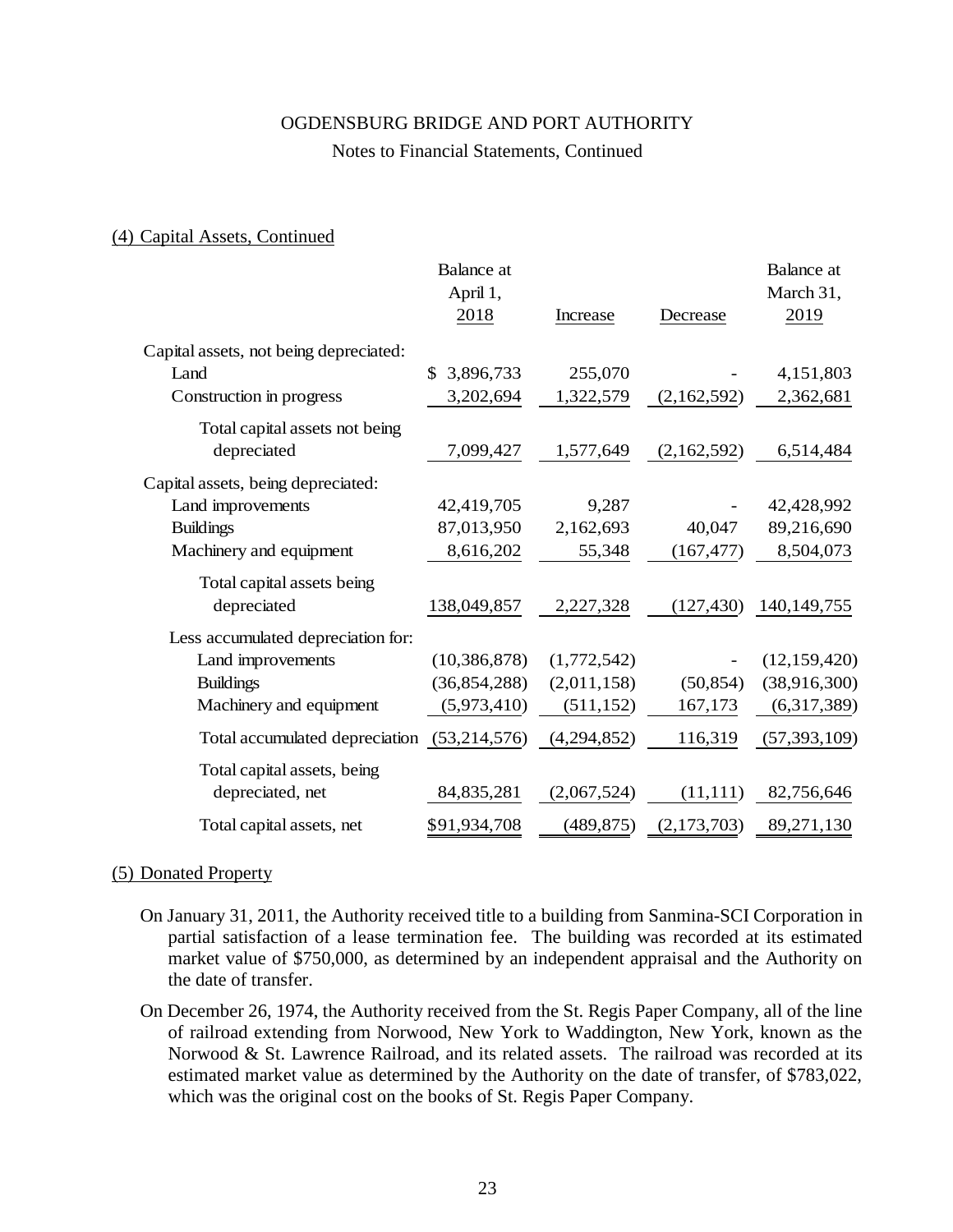OGDENSBURG BRIDGE AND PORT AUTHORITY

Notes to Financial Statements, Continued

(4) Capital Assets, Continued

| | Balance at April 1, 2018 | Increase | Decrease | Balance at March 31, 2019 |
|---|---|---|---|---|
| Capital assets, not being depreciated: | | | | |
| Land | $ 3,896,733 | 255,070 | - | 4,151,803 |
| Construction in progress | 3,202,694 | 1,322,579 | (2,162,592) | 2,362,681 |
| Total capital assets not being depreciated | 7,099,427 | 1,577,649 | (2,162,592) | 6,514,484 |
| Capital assets, being depreciated: | | | | |
| Land improvements | 42,419,705 | 9,287 | - | 42,428,992 |
| Buildings | 87,013,950 | 2,162,693 | 40,047 | 89,216,690 |
| Machinery and equipment | 8,616,202 | 55,348 | (167,477) | 8,504,073 |
| Total capital assets being depreciated | 138,049,857 | 2,227,328 | (127,430) | 140,149,755 |
| Less accumulated depreciation for: | | | | |
| Land improvements | (10,386,878) | (1,772,542) | - | (12,159,420) |
| Buildings | (36,854,288) | (2,011,158) | (50,854) | (38,916,300) |
| Machinery and equipment | (5,973,410) | (511,152) | 167,173 | (6,317,389) |
| Total accumulated depreciation | (53,214,576) | (4,294,852) | 116,319 | (57,393,109) |
| Total capital assets, being depreciated, net | 84,835,281 | (2,067,524) | (11,111) | 82,756,646 |
| Total capital assets, net | $91,934,708 | (489,875) | (2,173,703) | 89,271,130 |

(5) Donated Property

On January 31, 2011, the Authority received title to a building from Sanmina-SCI Corporation in partial satisfaction of a lease termination fee. The building was recorded at its estimated market value of $750,000, as determined by an independent appraisal and the Authority on the date of transfer.

On December 26, 1974, the Authority received from the St. Regis Paper Company, all of the line of railroad extending from Norwood, New York to Waddington, New York, known as the Norwood & St. Lawrence Railroad, and its related assets. The railroad was recorded at its estimated market value as determined by the Authority on the date of transfer, of $783,022, which was the original cost on the books of St. Regis Paper Company.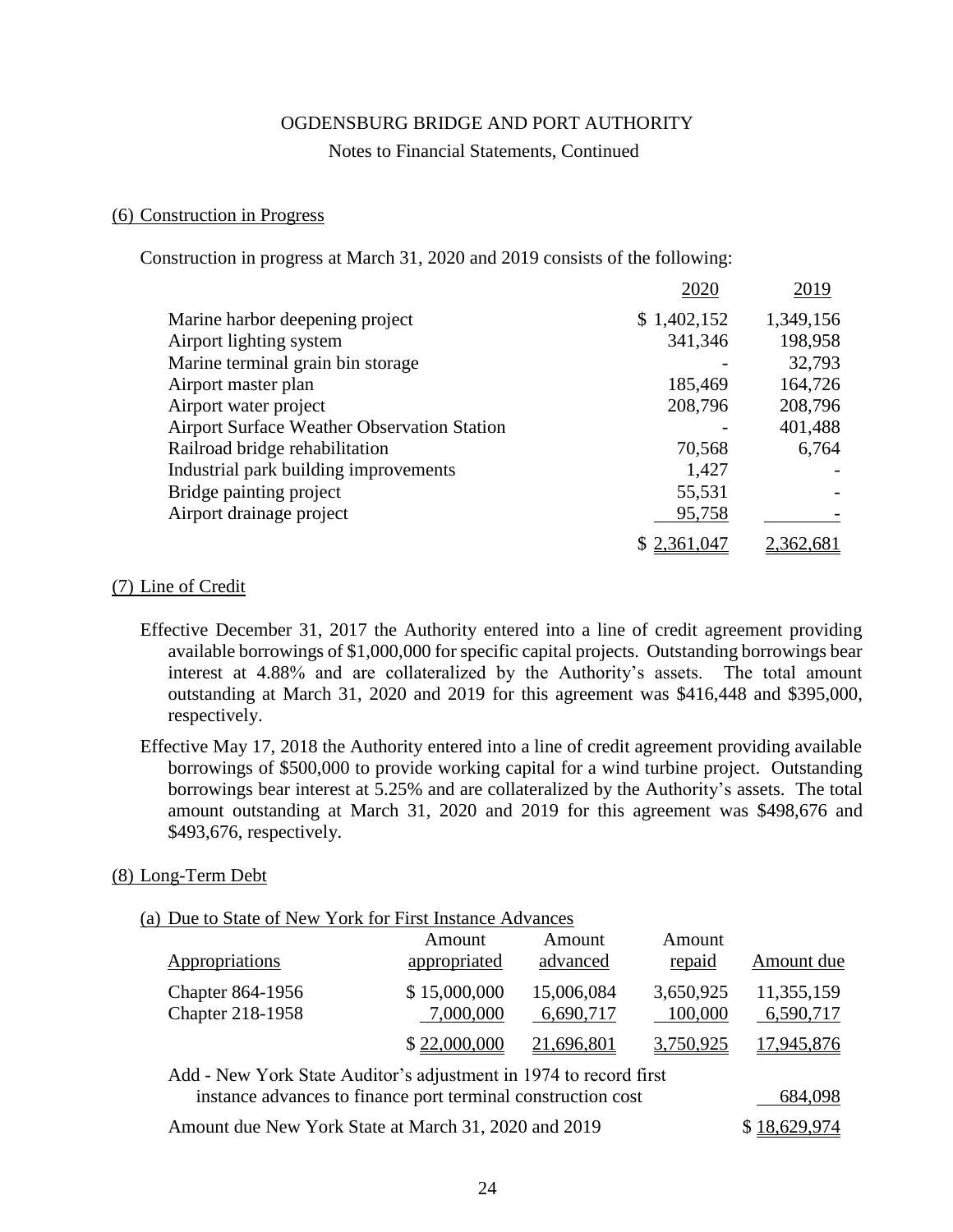# OGDENSBURG BRIDGE AND PORT AUTHORITY

Notes to Financial Statements, Continued

## (6) Construction in Progress

Construction in progress at March 31, 2020 and 2019 consists of the following:

| | 2020 | 2019 |
|---|---|---|
| Marine harbor deepening project | $ 1,402,152 | 1,349,156 |
| Airport lighting system | 341,346 | 198,958 |
| Marine terminal grain bin storage | - | 32,793 |
| Airport master plan | 185,469 | 164,726 |
| Airport water project | 208,796 | 208,796 |
| Airport Surface Weather Observation Station | - | 401,488 |
| Railroad bridge rehabilitation | 70,568 | 6,764 |
| Industrial park building improvements | 1,427 | - |
| Bridge painting project | 55,531 | - |
| Airport drainage project | 95,758 | - |
| | $ 2,361,047 | 2,362,681 |

## (7) Line of Credit

Effective December 31, 2017 the Authority entered into a line of credit agreement providing available borrowings of $1,000,000 for specific capital projects. Outstanding borrowings bear interest at 4.88% and are collateralized by the Authority's assets. The total amount outstanding at March 31, 2020 and 2019 for this agreement was $416,448 and $395,000, respectively.

Effective May 17, 2018 the Authority entered into a line of credit agreement providing available borrowings of $500,000 to provide working capital for a wind turbine project. Outstanding borrowings bear interest at 5.25% and are collateralized by the Authority's assets. The total amount outstanding at March 31, 2020 and 2019 for this agreement was $498,676 and $493,676, respectively.

## (8) Long-Term Debt

### (a) Due to State of New York for First Instance Advances

| Appropriations | Amount appropriated | Amount advanced | Amount repaid | Amount due |
|---|---|---|---|---|
| Chapter 864-1956 | $ 15,000,000 | 15,006,084 | 3,650,925 | 11,355,159 |
| Chapter 218-1958 | 7,000,000 | 6,690,717 | 100,000 | 6,590,717 |
| | $ 22,000,000 | 21,696,801 | 3,750,925 | 17,945,876 |
| Add - New York State Auditor's adjustment in 1974 to record first instance advances to finance port terminal construction cost | | | | 684,098 |
| Amount due New York State at March 31, 2020 and 2019 | | | | $ 18,629,974 |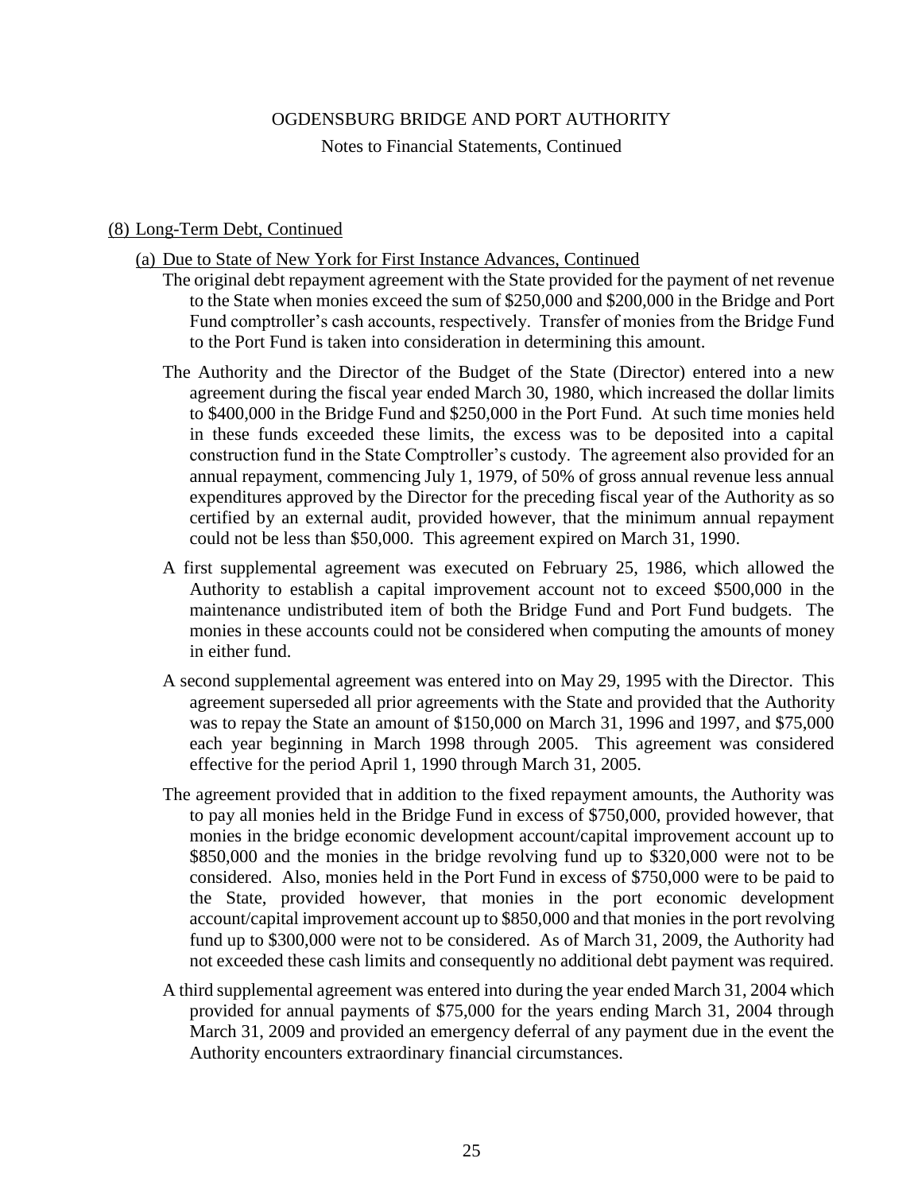## (8) Long-Term Debt, Continued

### (a) Due to State of New York for First Instance Advances, Continued

The original debt repayment agreement with the State provided for the payment of net revenue to the State when monies exceed the sum of $250,000 and $200,000 in the Bridge and Port Fund comptroller's cash accounts, respectively. Transfer of monies from the Bridge Fund to the Port Fund is taken into consideration in determining this amount.

The Authority and the Director of the Budget of the State (Director) entered into a new agreement during the fiscal year ended March 30, 1980, which increased the dollar limits to $400,000 in the Bridge Fund and $250,000 in the Port Fund. At such time monies held in these funds exceeded these limits, the excess was to be deposited into a capital construction fund in the State Comptroller's custody. The agreement also provided for an annual repayment, commencing July 1, 1979, of 50% of gross annual revenue less annual expenditures approved by the Director for the preceding fiscal year of the Authority as so certified by an external audit, provided however, that the minimum annual repayment could not be less than $50,000. This agreement expired on March 31, 1990.

A first supplemental agreement was executed on February 25, 1986, which allowed the Authority to establish a capital improvement account not to exceed $500,000 in the maintenance undistributed item of both the Bridge Fund and Port Fund budgets. The monies in these accounts could not be considered when computing the amounts of money in either fund.

A second supplemental agreement was entered into on May 29, 1995 with the Director. This agreement superseded all prior agreements with the State and provided that the Authority was to repay the State an amount of $150,000 on March 31, 1996 and 1997, and $75,000 each year beginning in March 1998 through 2005. This agreement was considered effective for the period April 1, 1990 through March 31, 2005.

The agreement provided that in addition to the fixed repayment amounts, the Authority was to pay all monies held in the Bridge Fund in excess of $750,000, provided however, that monies in the bridge economic development account/capital improvement account up to $850,000 and the monies in the bridge revolving fund up to $320,000 were not to be considered. Also, monies held in the Port Fund in excess of $750,000 were to be paid to the State, provided however, that monies in the port economic development account/capital improvement account up to $850,000 and that monies in the port revolving fund up to $300,000 were not to be considered. As of March 31, 2009, the Authority had not exceeded these cash limits and consequently no additional debt payment was required.

A third supplemental agreement was entered into during the year ended March 31, 2004 which provided for annual payments of $75,000 for the years ending March 31, 2004 through March 31, 2009 and provided an emergency deferral of any payment due in the event the Authority encounters extraordinary financial circumstances.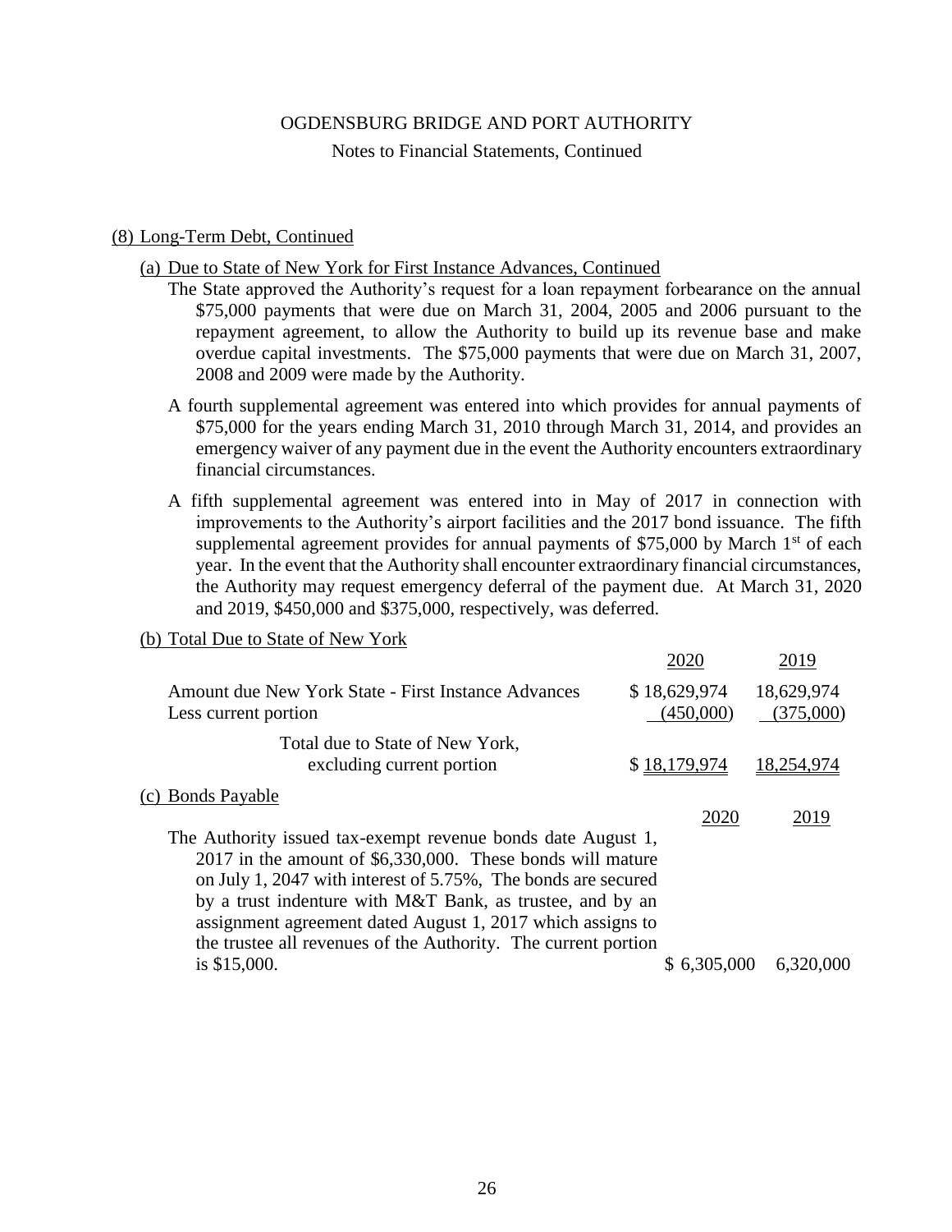OGDENSBURG BRIDGE AND PORT AUTHORITY

Notes to Financial Statements, Continued

(8) Long-Term Debt, Continued

(a) Due to State of New York for First Instance Advances, Continued

The State approved the Authority's request for a loan repayment forbearance on the annual $75,000 payments that were due on March 31, 2004, 2005 and 2006 pursuant to the repayment agreement, to allow the Authority to build up its revenue base and make overdue capital investments. The $75,000 payments that were due on March 31, 2007, 2008 and 2009 were made by the Authority.

A fourth supplemental agreement was entered into which provides for annual payments of $75,000 for the years ending March 31, 2010 through March 31, 2014, and provides an emergency waiver of any payment due in the event the Authority encounters extraordinary financial circumstances.

A fifth supplemental agreement was entered into in May of 2017 in connection with improvements to the Authority's airport facilities and the 2017 bond issuance. The fifth supplemental agreement provides for annual payments of $75,000 by March 1st of each year. In the event that the Authority shall encounter extraordinary financial circumstances, the Authority may request emergency deferral of the payment due. At March 31, 2020 and 2019, $450,000 and $375,000, respectively, was deferred.

(b) Total Due to State of New York

| | 2020 | 2019 |
|---|---|---|
| Amount due New York State - First Instance Advances | $ 18,629,974 | 18,629,974 |
| Less current portion | (450,000) | (375,000) |
| Total due to State of New York, excluding current portion | $ 18,179,974 | 18,254,974 |

(c) Bonds Payable

| | 2020 | 2019 |
|---|---|---|
| The Authority issued tax-exempt revenue bonds date August 1, 2017 in the amount of $6,330,000. These bonds will mature on July 1, 2047 with interest of 5.75%, The bonds are secured by a trust indenture with M&T Bank, as trustee, and by an assignment agreement dated August 1, 2017 which assigns to the trustee all revenues of the Authority. The current portion is $15,000. | $ 6,305,000 | 6,320,000 |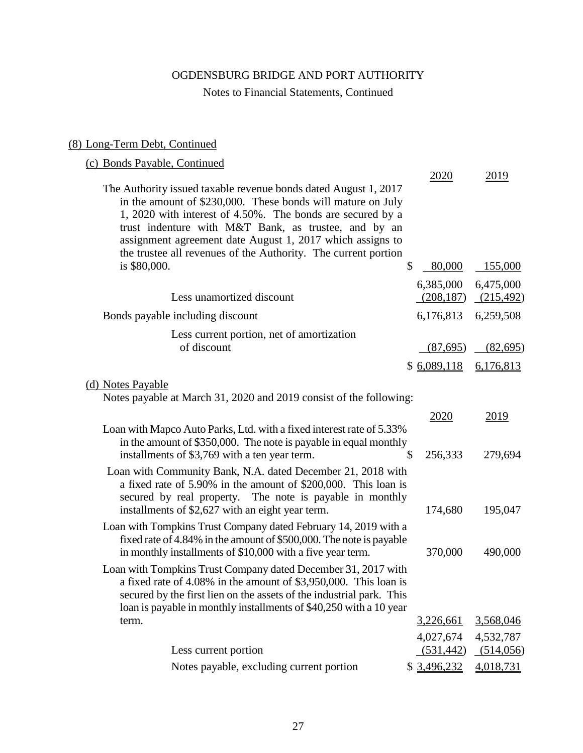## (8) Long-Term Debt, Continued

### (c) Bonds Payable, Continued

| | 2020 | 2019 |
|---|---|---|
| The Authority issued taxable revenue bonds dated August 1, 2017 in the amount of $230,000. These bonds will mature on July 1, 2020 with interest of 4.50%. The bonds are secured by a trust indenture with M&T Bank, as trustee, and by an assignment agreement date August 1, 2017 which assigns to the trustee all revenues of the Authority. The current portion is $80,000. | $ 80,000 | 155,000 |
| | 6,385,000 | 6,475,000 |
| Less unamortized discount | (208,187) | (215,492) |
| Bonds payable including discount | 6,176,813 | 6,259,508 |
| Less current portion, net of amortization of discount | (87,695) | (82,695) |
| | $ 6,089,118 | 6,176,813 |

### (d) Notes Payable

Notes payable at March 31, 2020 and 2019 consist of the following:

| | 2020 | 2019 |
|---|---|---|
| Loan with Mapco Auto Parks, Ltd. with a fixed interest rate of 5.33% in the amount of $350,000. The note is payable in equal monthly installments of $3,769 with a ten year term. | $ 256,333 | 279,694 |
| Loan with Community Bank, N.A. dated December 21, 2018 with a fixed rate of 5.90% in the amount of $200,000. This loan is secured by real property. The note is payable in monthly installments of $2,627 with an eight year term. | 174,680 | 195,047 |
| Loan with Tompkins Trust Company dated February 14, 2019 with a fixed rate of 4.84% in the amount of $500,000. The note is payable in monthly installments of $10,000 with a five year term. | 370,000 | 490,000 |
| Loan with Tompkins Trust Company dated December 31, 2017 with a fixed rate of 4.08% in the amount of $3,950,000. This loan is secured by the first lien on the assets of the industrial park. This loan is payable in monthly installments of $40,250 with a 10 year term. | 3,226,661 | 3,568,046 |
| | 4,027,674 | 4,532,787 |
| Less current portion | (531,442) | (514,056) |
| Notes payable, excluding current portion | $ 3,496,232 | 4,018,731 |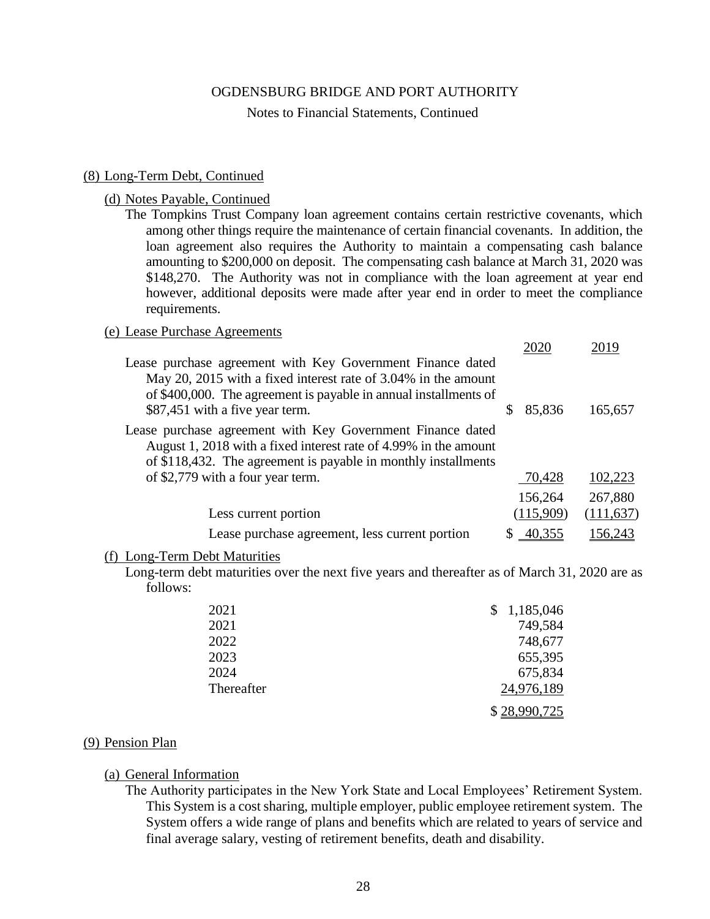## (8) Long-Term Debt, Continued

### (d) Notes Payable, Continued

The Tompkins Trust Company loan agreement contains certain restrictive covenants, which among other things require the maintenance of certain financial covenants. In addition, the loan agreement also requires the Authority to maintain a compensating cash balance amounting to $200,000 on deposit. The compensating cash balance at March 31, 2020 was $148,270. The Authority was not in compliance with the loan agreement at year end however, additional deposits were made after year end in order to meet the compliance requirements.

### (e) Lease Purchase Agreements

| | 2020 | 2019 |
|---|---|---|
| Lease purchase agreement with Key Government Finance dated May 20, 2015 with a fixed interest rate of 3.04% in the amount of $400,000. The agreement is payable in annual installments of $87,451 with a five year term. | $ 85,836 | 165,657 |
| Lease purchase agreement with Key Government Finance dated August 1, 2018 with a fixed interest rate of 4.99% in the amount of $118,432. The agreement is payable in monthly installments of $2,779 with a four year term. | 70,428 | 102,223 |
| | 156,264 | 267,880 |
| Less current portion | (115,909) | (111,637) |
| Lease purchase agreement, less current portion | $ 40,355 | 156,243 |

### (f) Long-Term Debt Maturities

Long-term debt maturities over the next five years and thereafter as of March 31, 2020 are as follows:

| | |
|---|---|
| 2021 | $ 1,185,046 |
| 2021 | 749,584 |
| 2022 | 748,677 |
| 2023 | 655,395 |
| 2024 | 675,834 |
| Thereafter | 24,976,189 |
| | $ 28,990,725 |

## (9) Pension Plan

### (a) General Information

The Authority participates in the New York State and Local Employees' Retirement System. This System is a cost sharing, multiple employer, public employee retirement system. The System offers a wide range of plans and benefits which are related to years of service and final average salary, vesting of retirement benefits, death and disability.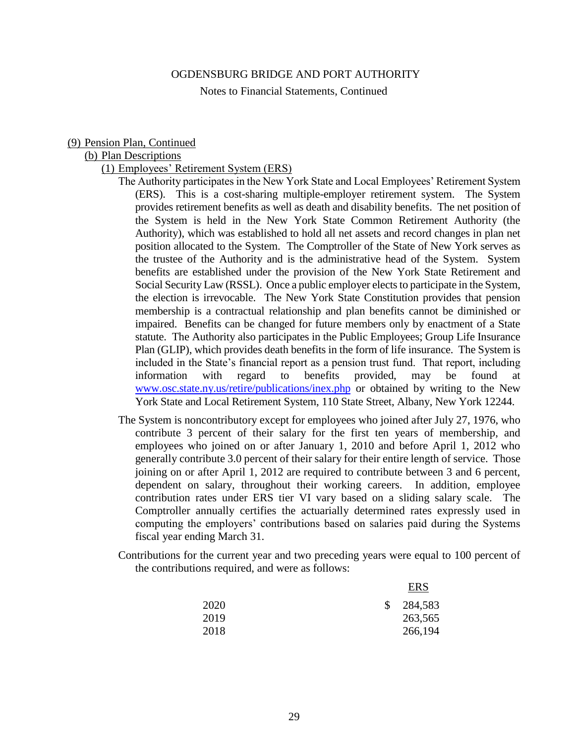## (9) Pension Plan, Continued

### (b) Plan Descriptions

#### (1) Employees' Retirement System (ERS)

The Authority participates in the New York State and Local Employees' Retirement System (ERS). This is a cost-sharing multiple-employer retirement system. The System provides retirement benefits as well as death and disability benefits. The net position of the System is held in the New York State Common Retirement Authority (the Authority), which was established to hold all net assets and record changes in plan net position allocated to the System. The Comptroller of the State of New York serves as the trustee of the Authority and is the administrative head of the System. System benefits are established under the provision of the New York State Retirement and Social Security Law (RSSL). Once a public employer elects to participate in the System, the election is irrevocable. The New York State Constitution provides that pension membership is a contractual relationship and plan benefits cannot be diminished or impaired. Benefits can be changed for future members only by enactment of a State statute. The Authority also participates in the Public Employees; Group Life Insurance Plan (GLIP), which provides death benefits in the form of life insurance. The System is included in the State's financial report as a pension trust fund. That report, including information with regard to benefits provided, may be found at www.osc.state.ny.us/retire/publications/inex.php or obtained by writing to the New York State and Local Retirement System, 110 State Street, Albany, New York 12244.

The System is noncontributory except for employees who joined after July 27, 1976, who contribute 3 percent of their salary for the first ten years of membership, and employees who joined on or after January 1, 2010 and before April 1, 2012 who generally contribute 3.0 percent of their salary for their entire length of service. Those joining on or after April 1, 2012 are required to contribute between 3 and 6 percent, dependent on salary, throughout their working careers. In addition, employee contribution rates under ERS tier VI vary based on a sliding salary scale. The Comptroller annually certifies the actuarially determined rates expressly used in computing the employers' contributions based on salaries paid during the Systems fiscal year ending March 31.

Contributions for the current year and two preceding years were equal to 100 percent of the contributions required, and were as follows:

| | ERS |
|---|---|
| 2020 | $ 284,583 |
| 2019 | 263,565 |
| 2018 | 266,194 |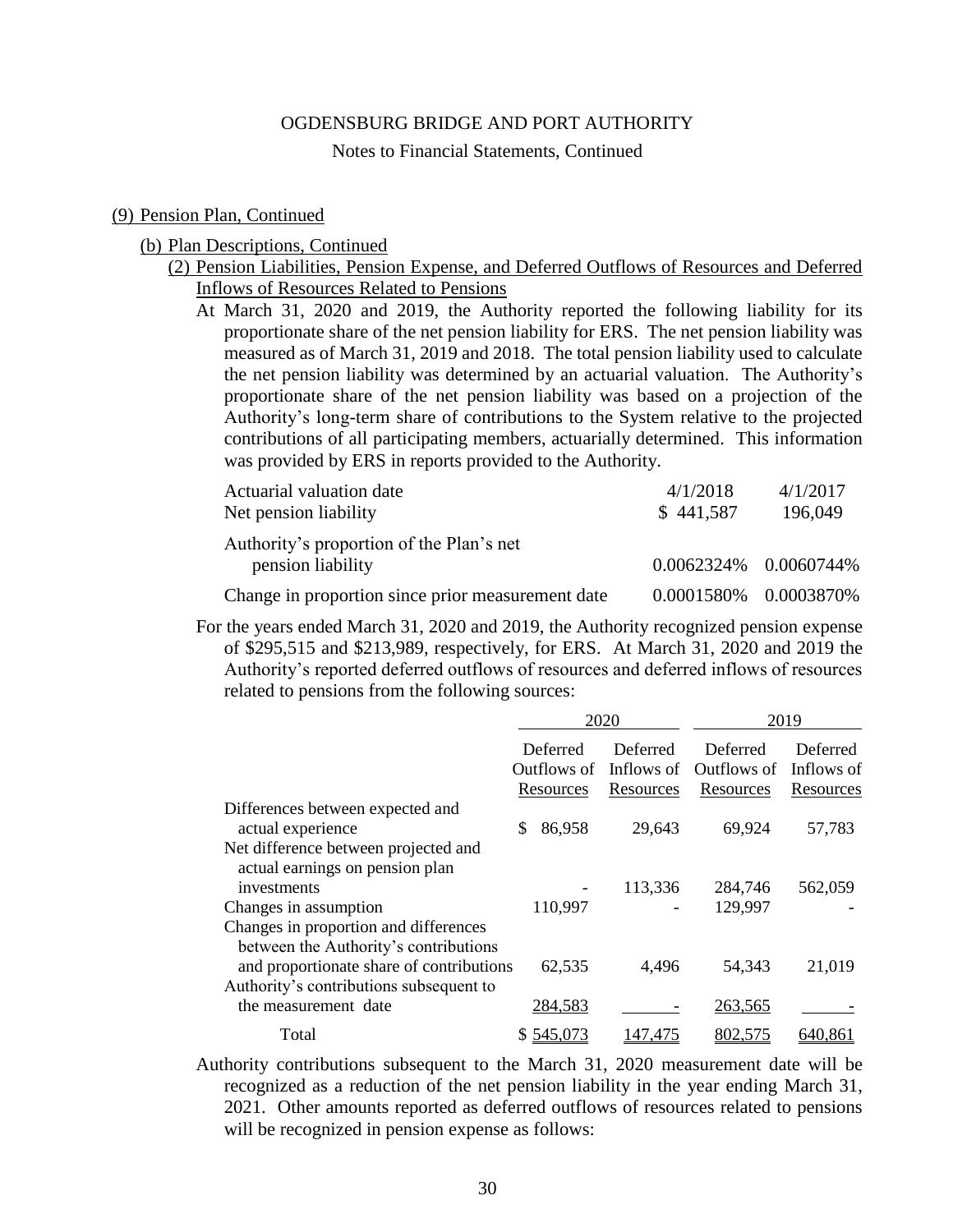OGDENSBURG BRIDGE AND PORT AUTHORITY

Notes to Financial Statements, Continued

(9) Pension Plan, Continued

(b) Plan Descriptions, Continued

(2) Pension Liabilities, Pension Expense, and Deferred Outflows of Resources and Deferred Inflows of Resources Related to Pensions

At March 31, 2020 and 2019, the Authority reported the following liability for its proportionate share of the net pension liability for ERS. The net pension liability was measured as of March 31, 2019 and 2018. The total pension liability used to calculate the net pension liability was determined by an actuarial valuation. The Authority's proportionate share of the net pension liability was based on a projection of the Authority's long-term share of contributions to the System relative to the projected contributions of all participating members, actuarially determined. This information was provided by ERS in reports provided to the Authority.

| | | |
|---|---|---|
| Actuarial valuation date | 4/1/2018 | 4/1/2017 |
| Net pension liability | $ 441,587 | 196,049 |
| Authority's proportion of the Plan's net pension liability | 0.0062324% | 0.0060744% |
| Change in proportion since prior measurement date | 0.0001580% | 0.0003870% |

For the years ended March 31, 2020 and 2019, the Authority recognized pension expense of $295,515 and $213,989, respectively, for ERS. At March 31, 2020 and 2019 the Authority's reported deferred outflows of resources and deferred inflows of resources related to pensions from the following sources:

| | 2020 | | 2019 | |
|---|---|---|---|---|
| | Deferred Outflows of Resources | Deferred Inflows of Resources | Deferred Outflows of Resources | Deferred Inflows of Resources |
| Differences between expected and actual experience | $ 86,958 | 29,643 | 69,924 | 57,783 |
| Net difference between projected and actual earnings on pension plan investments | - | 113,336 | 284,746 | 562,059 |
| Changes in assumption | 110,997 | - | 129,997 | - |
| Changes in proportion and differences between the Authority's contributions and proportionate share of contributions | 62,535 | 4,496 | 54,343 | 21,019 |
| Authority's contributions subsequent to the measurement date | 284,583 | - | 263,565 | - |
| Total | $ 545,073 | 147,475 | 802,575 | 640,861 |

Authority contributions subsequent to the March 31, 2020 measurement date will be recognized as a reduction of the net pension liability in the year ending March 31, 2021. Other amounts reported as deferred outflows of resources related to pensions will be recognized in pension expense as follows: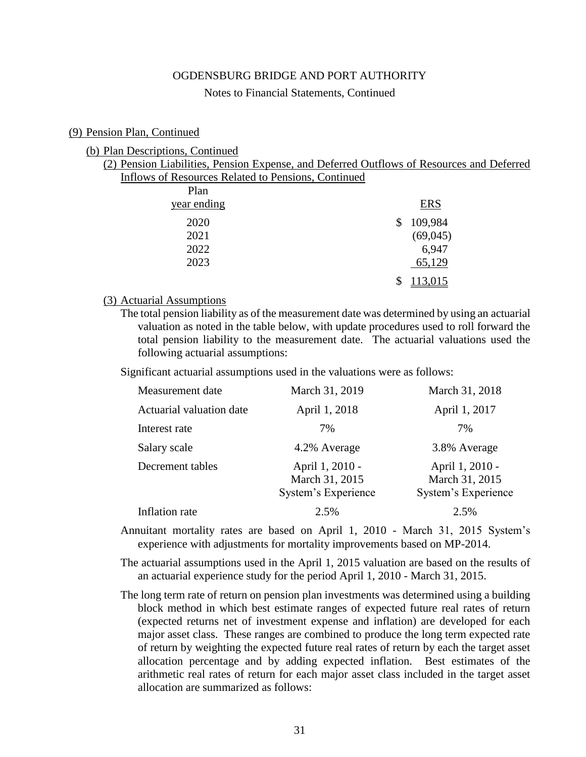OGDENSBURG BRIDGE AND PORT AUTHORITY

Notes to Financial Statements, Continued

(9) Pension Plan, Continued

(b) Plan Descriptions, Continued

(2) Pension Liabilities, Pension Expense, and Deferred Outflows of Resources and Deferred Inflows of Resources Related to Pensions, Continued

| Plan year ending | ERS |
|---|---|
| 2020 | $ 109,984 |
| 2021 | (69,045) |
| 2022 | 6,947 |
| 2023 | 65,129 |
| | $ 113,015 |

(3) Actuarial Assumptions

The total pension liability as of the measurement date was determined by using an actuarial valuation as noted in the table below, with update procedures used to roll forward the total pension liability to the measurement date. The actuarial valuations used the following actuarial assumptions:

Significant actuarial assumptions used in the valuations were as follows:

| | | |
|---|---|---|
| Measurement date | March 31, 2019 | March 31, 2018 |
| Actuarial valuation date | April 1, 2018 | April 1, 2017 |
| Interest rate | 7% | 7% |
| Salary scale | 4.2% Average | 3.8% Average |
| Decrement tables | April 1, 2010 - March 31, 2015 System's Experience | April 1, 2010 - March 31, 2015 System's Experience |
| Inflation rate | 2.5% | 2.5% |

Annuitant mortality rates are based on April 1, 2010 - March 31, 2015 System's experience with adjustments for mortality improvements based on MP-2014.

The actuarial assumptions used in the April 1, 2015 valuation are based on the results of an actuarial experience study for the period April 1, 2010 - March 31, 2015.

The long term rate of return on pension plan investments was determined using a building block method in which best estimate ranges of expected future real rates of return (expected returns net of investment expense and inflation) are developed for each major asset class. These ranges are combined to produce the long term expected rate of return by weighting the expected future real rates of return by each the target asset allocation percentage and by adding expected inflation. Best estimates of the arithmetic real rates of return for each major asset class included in the target asset allocation are summarized as follows: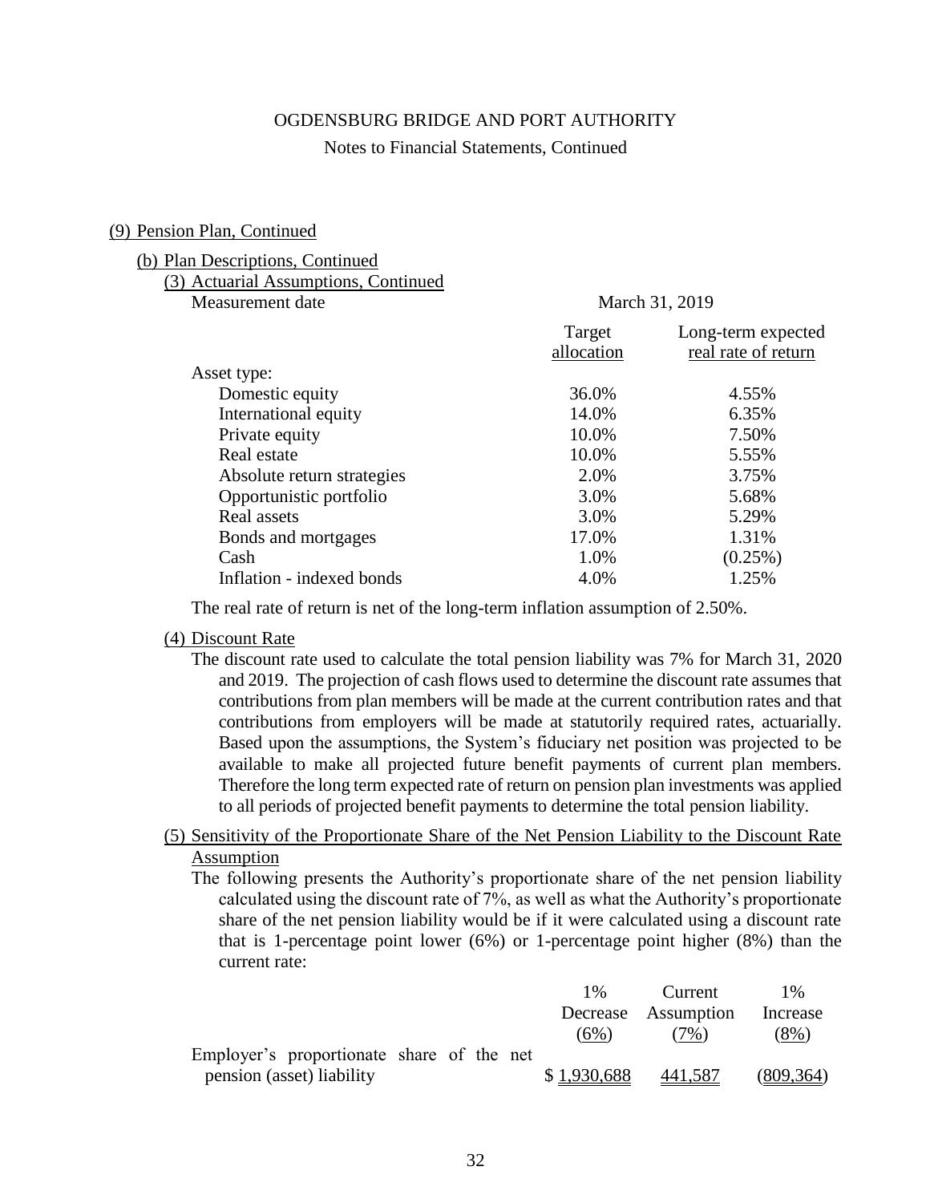OGDENSBURG BRIDGE AND PORT AUTHORITY

Notes to Financial Statements, Continued

(9) Pension Plan, Continued

(b) Plan Descriptions, Continued

(3) Actuarial Assumptions, Continued

| Measurement date | March 31, 2019 | |
|---|---|---|
| | Target allocation | Long-term expected real rate of return |
| Asset type: | | |
| Domestic equity | 36.0% | 4.55% |
| International equity | 14.0% | 6.35% |
| Private equity | 10.0% | 7.50% |
| Real estate | 10.0% | 5.55% |
| Absolute return strategies | 2.0% | 3.75% |
| Opportunistic portfolio | 3.0% | 5.68% |
| Real assets | 3.0% | 5.29% |
| Bonds and mortgages | 17.0% | 1.31% |
| Cash | 1.0% | (0.25%) |
| Inflation - indexed bonds | 4.0% | 1.25% |

The real rate of return is net of the long-term inflation assumption of 2.50%.

(4) Discount Rate

The discount rate used to calculate the total pension liability was 7% for March 31, 2020 and 2019. The projection of cash flows used to determine the discount rate assumes that contributions from plan members will be made at the current contribution rates and that contributions from employers will be made at statutorily required rates, actuarially. Based upon the assumptions, the System's fiduciary net position was projected to be available to make all projected future benefit payments of current plan members. Therefore the long term expected rate of return on pension plan investments was applied to all periods of projected benefit payments to determine the total pension liability.

(5) Sensitivity of the Proportionate Share of the Net Pension Liability to the Discount Rate Assumption

The following presents the Authority's proportionate share of the net pension liability calculated using the discount rate of 7%, as well as what the Authority's proportionate share of the net pension liability would be if it were calculated using a discount rate that is 1-percentage point lower (6%) or 1-percentage point higher (8%) than the current rate:

| | 1% Decrease (6%) | Current Assumption (7%) | 1% Increase (8%) |
|---|---|---|---|
| Employer's proportionate share of the net pension (asset) liability | $ 1,930,688 | 441,587 | (809,364) |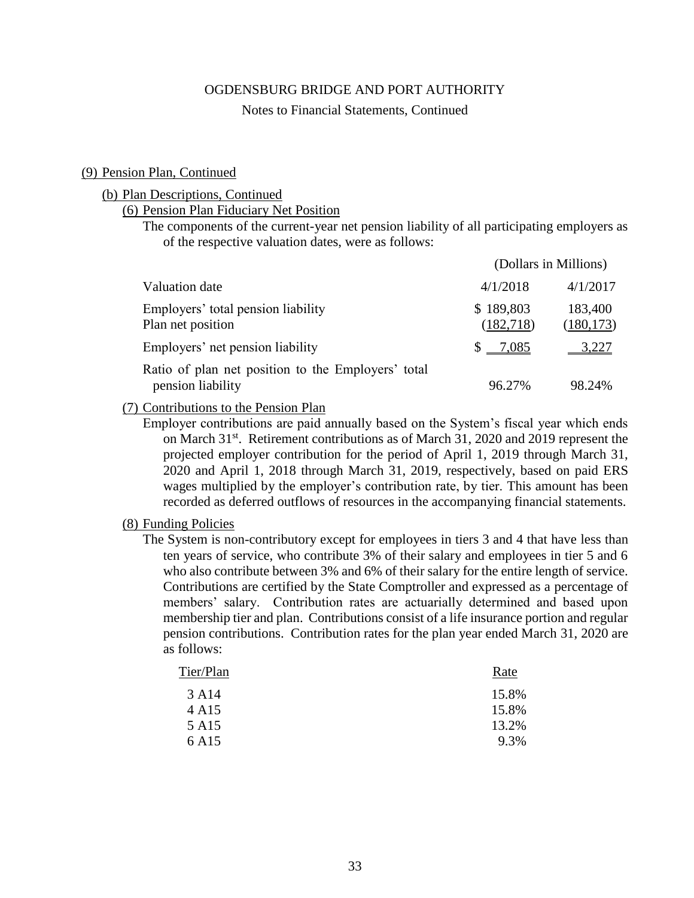OGDENSBURG BRIDGE AND PORT AUTHORITY

Notes to Financial Statements, Continued

## (9) Pension Plan, Continued

### (b) Plan Descriptions, Continued

#### (6) Pension Plan Fiduciary Net Position

The components of the current-year net pension liability of all participating employers as of the respective valuation dates, were as follows:

| | (Dollars in Millions) | |
|---|---|---|
| Valuation date | 4/1/2018 | 4/1/2017 |
| Employers' total pension liability | $ 189,803 | 183,400 |
| Plan net position | (182,718) | (180,173) |
| Employers' net pension liability | $ 7,085 | 3,227 |
| Ratio of plan net position to the Employers' total pension liability | 96.27% | 98.24% |

#### (7) Contributions to the Pension Plan

Employer contributions are paid annually based on the System's fiscal year which ends on March 31st. Retirement contributions as of March 31, 2020 and 2019 represent the projected employer contribution for the period of April 1, 2019 through March 31, 2020 and April 1, 2018 through March 31, 2019, respectively, based on paid ERS wages multiplied by the employer's contribution rate, by tier. This amount has been recorded as deferred outflows of resources in the accompanying financial statements.

#### (8) Funding Policies

The System is non-contributory except for employees in tiers 3 and 4 that have less than ten years of service, who contribute 3% of their salary and employees in tier 5 and 6 who also contribute between 3% and 6% of their salary for the entire length of service. Contributions are certified by the State Comptroller and expressed as a percentage of members' salary. Contribution rates are actuarially determined and based upon membership tier and plan. Contributions consist of a life insurance portion and regular pension contributions. Contribution rates for the plan year ended March 31, 2020 are as follows:

| Tier/Plan | Rate |
|---|---|
| 3 A14 | 15.8% |
| 4 A15 | 15.8% |
| 5 A15 | 13.2% |
| 6 A15 | 9.3% |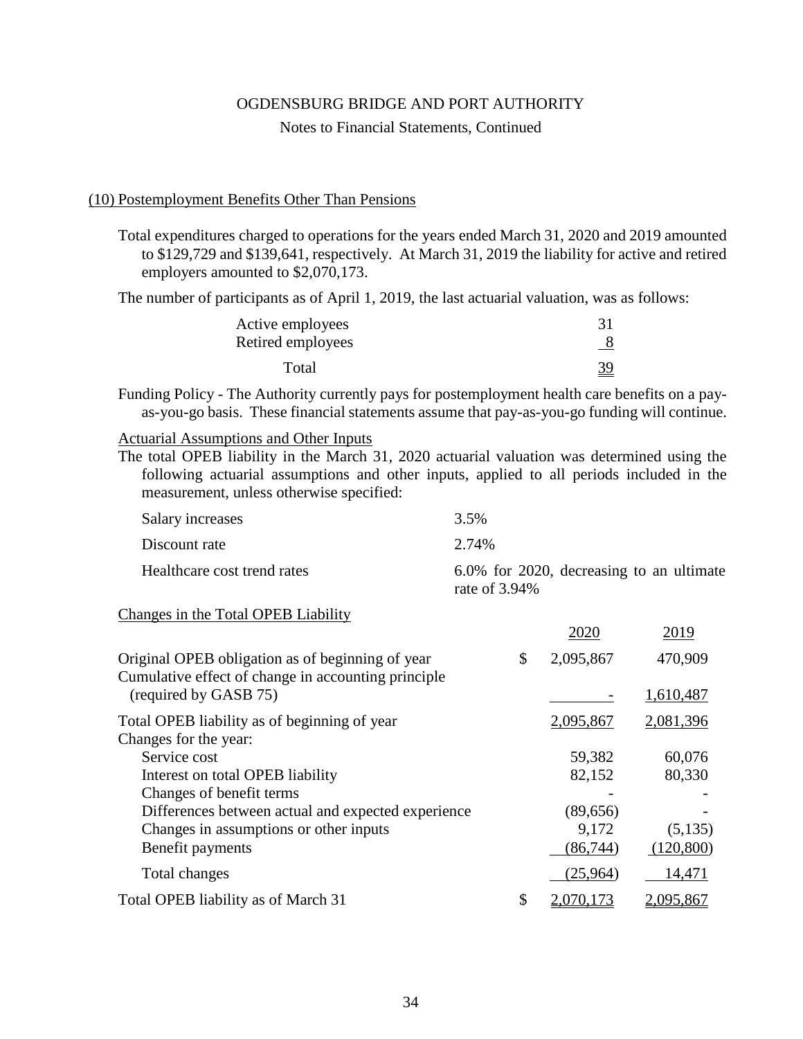OGDENSBURG BRIDGE AND PORT AUTHORITY

Notes to Financial Statements, Continued

## (10) Postemployment Benefits Other Than Pensions

Total expenditures charged to operations for the years ended March 31, 2020 and 2019 amounted to $129,729 and $139,641, respectively. At March 31, 2019 the liability for active and retired employers amounted to $2,070,173.

The number of participants as of April 1, 2019, the last actuarial valuation, was as follows:

| | |
|---|---|
| Active employees | 31 |
| Retired employees | 8 |
| Total | 39 |

Funding Policy - The Authority currently pays for postemployment health care benefits on a pay-as-you-go basis. These financial statements assume that pay-as-you-go funding will continue.

Actuarial Assumptions and Other Inputs

The total OPEB liability in the March 31, 2020 actuarial valuation was determined using the following actuarial assumptions and other inputs, applied to all periods included in the measurement, unless otherwise specified:

| | |
|---|---|
| Salary increases | 3.5% |
| Discount rate | 2.74% |
| Healthcare cost trend rates | 6.0% for 2020, decreasing to an ultimate rate of 3.94% |

Changes in the Total OPEB Liability

| | | 2020 | 2019 |
|---|---|---|---|
| Original OPEB obligation as of beginning of year | $ | 2,095,867 | 470,909 |
| Cumulative effect of change in accounting principle (required by GASB 75) | | - | 1,610,487 |
| Total OPEB liability as of beginning of year | | 2,095,867 | 2,081,396 |
| Changes for the year: | | | |
| Service cost | | 59,382 | 60,076 |
| Interest on total OPEB liability | | 82,152 | 80,330 |
| Changes of benefit terms | | - | - |
| Differences between actual and expected experience | | (89,656) | - |
| Changes in assumptions or other inputs | | 9,172 | (5,135) |
| Benefit payments | | (86,744) | (120,800) |
| Total changes | | (25,964) | 14,471 |
| Total OPEB liability as of March 31 | $ | 2,070,173 | 2,095,867 |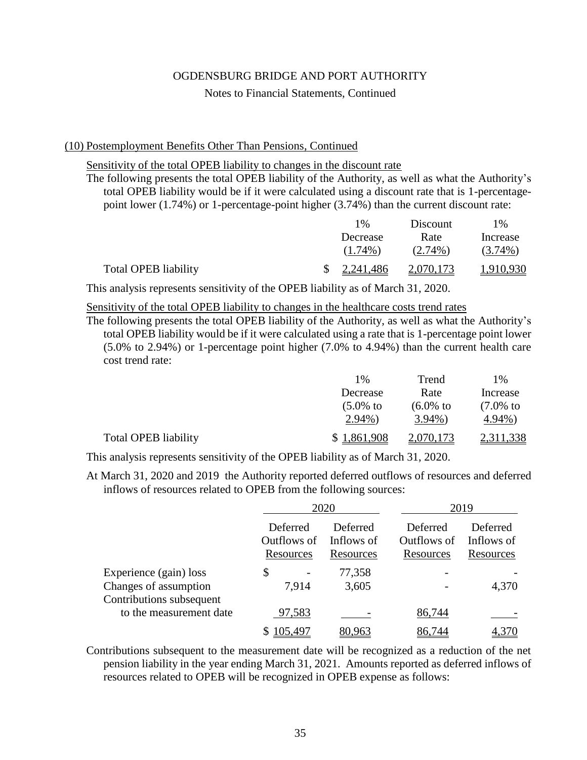OGDENSBURG BRIDGE AND PORT AUTHORITY

Notes to Financial Statements, Continued

## (10) Postemployment Benefits Other Than Pensions, Continued

### Sensitivity of the total OPEB liability to changes in the discount rate

The following presents the total OPEB liability of the Authority, as well as what the Authority's total OPEB liability would be if it were calculated using a discount rate that is 1-percentage-point lower (1.74%) or 1-percentage-point higher (3.74%) than the current discount rate:

| | 1% Decrease (1.74%) | Discount Rate (2.74%) | 1% Increase (3.74%) |
|---|---|---|---|
| Total OPEB liability | $ 2,241,486 | 2,070,173 | 1,910,930 |

This analysis represents sensitivity of the OPEB liability as of March 31, 2020.

### Sensitivity of the total OPEB liability to changes in the healthcare costs trend rates

The following presents the total OPEB liability of the Authority, as well as what the Authority's total OPEB liability would be if it were calculated using a rate that is 1-percentage point lower (5.0% to 2.94%) or 1-percentage point higher (7.0% to 4.94%) than the current health care cost trend rate:

| | 1% Decrease (5.0% to 2.94%) | Trend Rate (6.0% to 3.94%) | 1% Increase (7.0% to 4.94%) |
|---|---|---|---|
| Total OPEB liability | $ 1,861,908 | 2,070,173 | 2,311,338 |

This analysis represents sensitivity of the OPEB liability as of March 31, 2020.

At March 31, 2020 and 2019 the Authority reported deferred outflows of resources and deferred inflows of resources related to OPEB from the following sources:

| | 2020 | | 2019 | |
|---|---|---|---|---|
| | Deferred Outflows of Resources | Deferred Inflows of Resources | Deferred Outflows of Resources | Deferred Inflows of Resources |
| Experience (gain) loss | $ - | 77,358 | - | - |
| Changes of assumption | 7,914 | 3,605 | - | 4,370 |
| Contributions subsequent to the measurement date | 97,583 | - | 86,744 | - |
| | $ 105,497 | 80,963 | 86,744 | 4,370 |

Contributions subsequent to the measurement date will be recognized as a reduction of the net pension liability in the year ending March 31, 2021. Amounts reported as deferred inflows of resources related to OPEB will be recognized in OPEB expense as follows: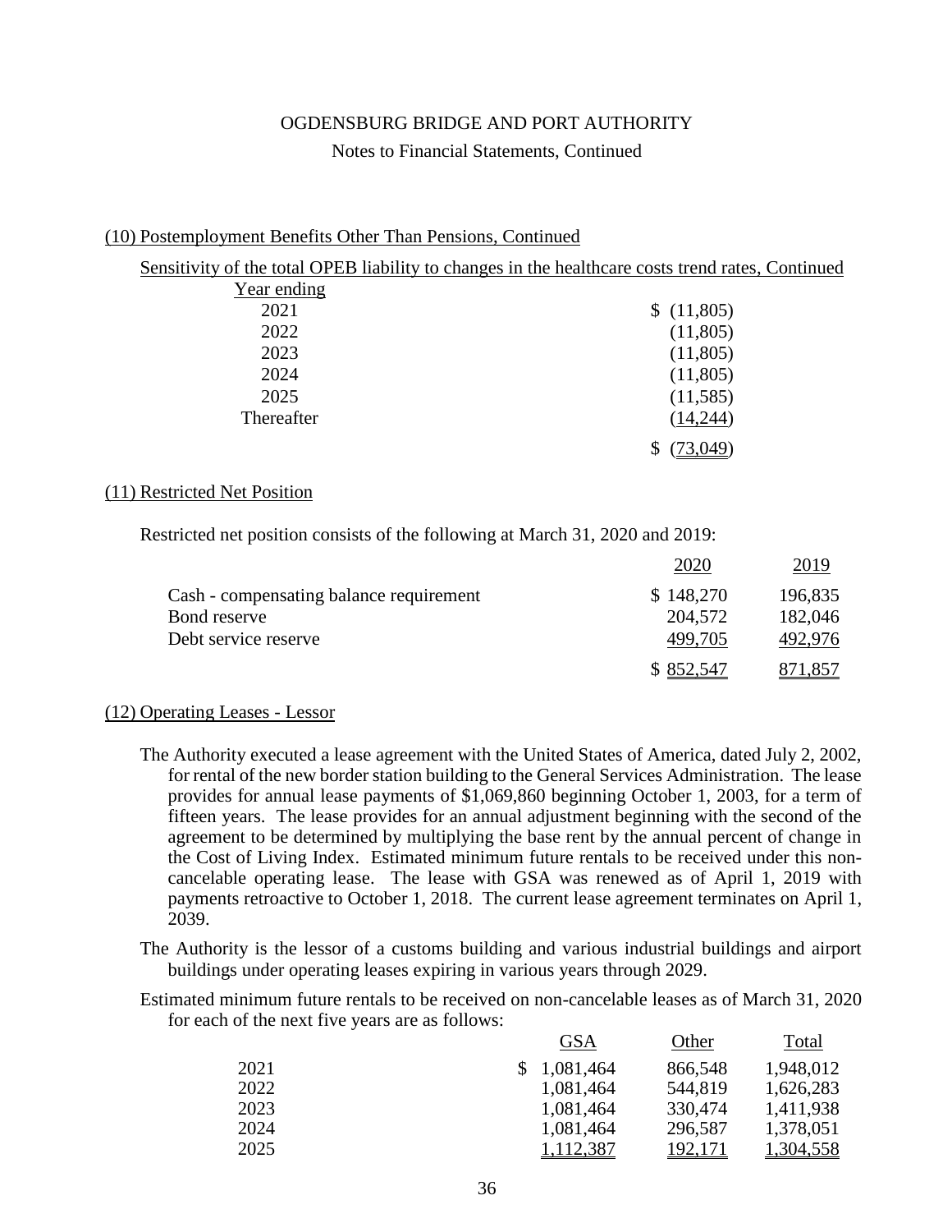OGDENSBURG BRIDGE AND PORT AUTHORITY

Notes to Financial Statements, Continued

## (10) Postemployment Benefits Other Than Pensions, Continued

Sensitivity of the total OPEB liability to changes in the healthcare costs trend rates, Continued

| Year ending | |
|---|---|
| 2021 | $ (11,805) |
| 2022 | (11,805) |
| 2023 | (11,805) |
| 2024 | (11,805) |
| 2025 | (11,585) |
| Thereafter | (14,244) |
| | $ (73,049) |

## (11) Restricted Net Position

Restricted net position consists of the following at March 31, 2020 and 2019:

| | 2020 | 2019 |
|---|---|---|
| Cash - compensating balance requirement | $ 148,270 | 196,835 |
| Bond reserve | 204,572 | 182,046 |
| Debt service reserve | 499,705 | 492,976 |
| | $ 852,547 | 871,857 |

## (12) Operating Leases - Lessor

The Authority executed a lease agreement with the United States of America, dated July 2, 2002, for rental of the new border station building to the General Services Administration. The lease provides for annual lease payments of $1,069,860 beginning October 1, 2003, for a term of fifteen years. The lease provides for an annual adjustment beginning with the second of the agreement to be determined by multiplying the base rent by the annual percent of change in the Cost of Living Index. Estimated minimum future rentals to be received under this non-cancelable operating lease. The lease with GSA was renewed as of April 1, 2019 with payments retroactive to October 1, 2018. The current lease agreement terminates on April 1, 2039.

The Authority is the lessor of a customs building and various industrial buildings and airport buildings under operating leases expiring in various years through 2029.

Estimated minimum future rentals to be received on non-cancelable leases as of March 31, 2020 for each of the next five years are as follows:

| | GSA | Other | Total |
|---|---|---|---|
| 2021 | $ 1,081,464 | 866,548 | 1,948,012 |
| 2022 | 1,081,464 | 544,819 | 1,626,283 |
| 2023 | 1,081,464 | 330,474 | 1,411,938 |
| 2024 | 1,081,464 | 296,587 | 1,378,051 |
| 2025 | 1,112,387 | 192,171 | 1,304,558 |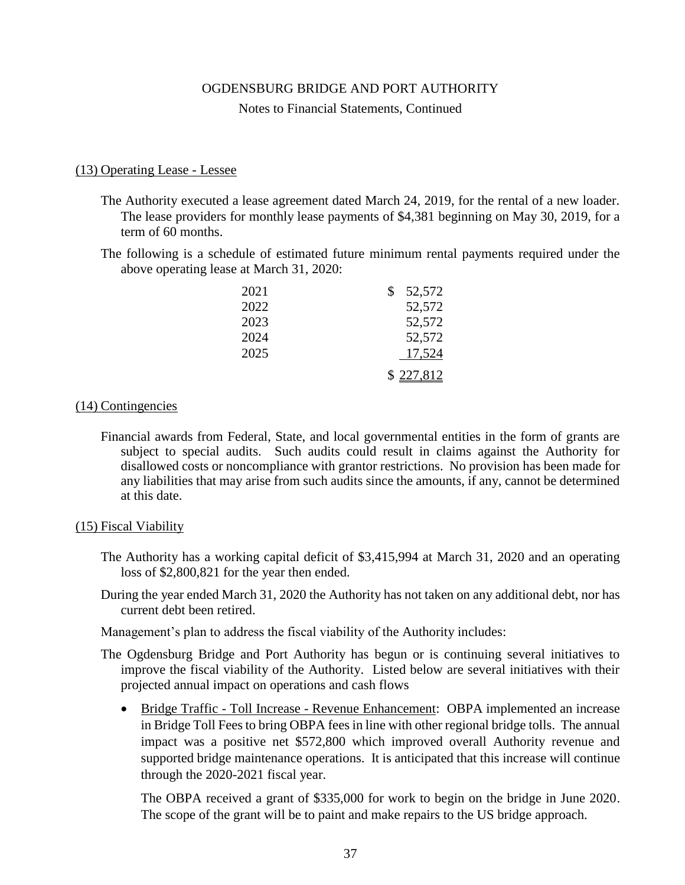# OGDENSBURG BRIDGE AND PORT AUTHORITY

Notes to Financial Statements, Continued

## (13) Operating Lease - Lessee

The Authority executed a lease agreement dated March 24, 2019, for the rental of a new loader. The lease providers for monthly lease payments of $4,381 beginning on May 30, 2019, for a term of 60 months.

The following is a schedule of estimated future minimum rental payments required under the above operating lease at March 31, 2020:

| | |
|---|---|
| 2021 | $ 52,572 |
| 2022 | 52,572 |
| 2023 | 52,572 |
| 2024 | 52,572 |
| 2025 | 17,524 |
| | $ 227,812 |

## (14) Contingencies

Financial awards from Federal, State, and local governmental entities in the form of grants are subject to special audits. Such audits could result in claims against the Authority for disallowed costs or noncompliance with grantor restrictions. No provision has been made for any liabilities that may arise from such audits since the amounts, if any, cannot be determined at this date.

## (15) Fiscal Viability

The Authority has a working capital deficit of $3,415,994 at March 31, 2020 and an operating loss of $2,800,821 for the year then ended.

During the year ended March 31, 2020 the Authority has not taken on any additional debt, nor has current debt been retired.

Management's plan to address the fiscal viability of the Authority includes:

The Ogdensburg Bridge and Port Authority has begun or is continuing several initiatives to improve the fiscal viability of the Authority. Listed below are several initiatives with their projected annual impact on operations and cash flows

- Bridge Traffic - Toll Increase - Revenue Enhancement: OBPA implemented an increase in Bridge Toll Fees to bring OBPA fees in line with other regional bridge tolls. The annual impact was a positive net $572,800 which improved overall Authority revenue and supported bridge maintenance operations. It is anticipated that this increase will continue through the 2020-2021 fiscal year.

  The OBPA received a grant of $335,000 for work to begin on the bridge in June 2020. The scope of the grant will be to paint and make repairs to the US bridge approach.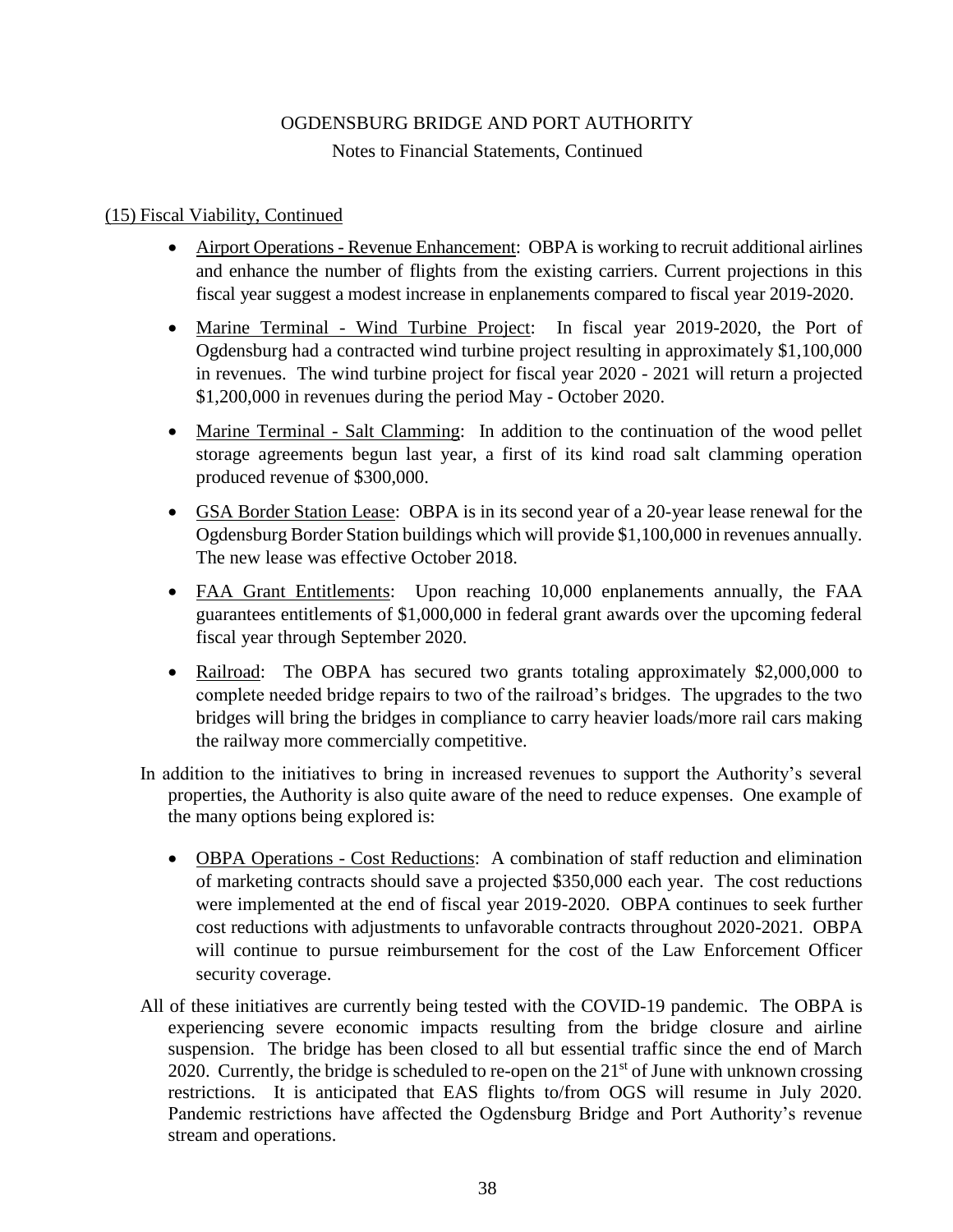OGDENSBURG BRIDGE AND PORT AUTHORITY

Notes to Financial Statements, Continued

(15) Fiscal Viability, Continued

- Airport Operations - Revenue Enhancement: OBPA is working to recruit additional airlines and enhance the number of flights from the existing carriers. Current projections in this fiscal year suggest a modest increase in enplanements compared to fiscal year 2019-2020.
- Marine Terminal - Wind Turbine Project: In fiscal year 2019-2020, the Port of Ogdensburg had a contracted wind turbine project resulting in approximately $1,100,000 in revenues. The wind turbine project for fiscal year 2020 - 2021 will return a projected $1,200,000 in revenues during the period May - October 2020.
- Marine Terminal - Salt Clamming: In addition to the continuation of the wood pellet storage agreements begun last year, a first of its kind road salt clamming operation produced revenue of $300,000.
- GSA Border Station Lease: OBPA is in its second year of a 20-year lease renewal for the Ogdensburg Border Station buildings which will provide $1,100,000 in revenues annually. The new lease was effective October 2018.
- FAA Grant Entitlements: Upon reaching 10,000 enplanements annually, the FAA guarantees entitlements of $1,000,000 in federal grant awards over the upcoming federal fiscal year through September 2020.
- Railroad: The OBPA has secured two grants totaling approximately $2,000,000 to complete needed bridge repairs to two of the railroad's bridges. The upgrades to the two bridges will bring the bridges in compliance to carry heavier loads/more rail cars making the railway more commercially competitive.

In addition to the initiatives to bring in increased revenues to support the Authority's several properties, the Authority is also quite aware of the need to reduce expenses. One example of the many options being explored is:

- OBPA Operations - Cost Reductions: A combination of staff reduction and elimination of marketing contracts should save a projected $350,000 each year. The cost reductions were implemented at the end of fiscal year 2019-2020. OBPA continues to seek further cost reductions with adjustments to unfavorable contracts throughout 2020-2021. OBPA will continue to pursue reimbursement for the cost of the Law Enforcement Officer security coverage.

All of these initiatives are currently being tested with the COVID-19 pandemic. The OBPA is experiencing severe economic impacts resulting from the bridge closure and airline suspension. The bridge has been closed to all but essential traffic since the end of March 2020. Currently, the bridge is scheduled to re-open on the 21st of June with unknown crossing restrictions. It is anticipated that EAS flights to/from OGS will resume in July 2020. Pandemic restrictions have affected the Ogdensburg Bridge and Port Authority's revenue stream and operations.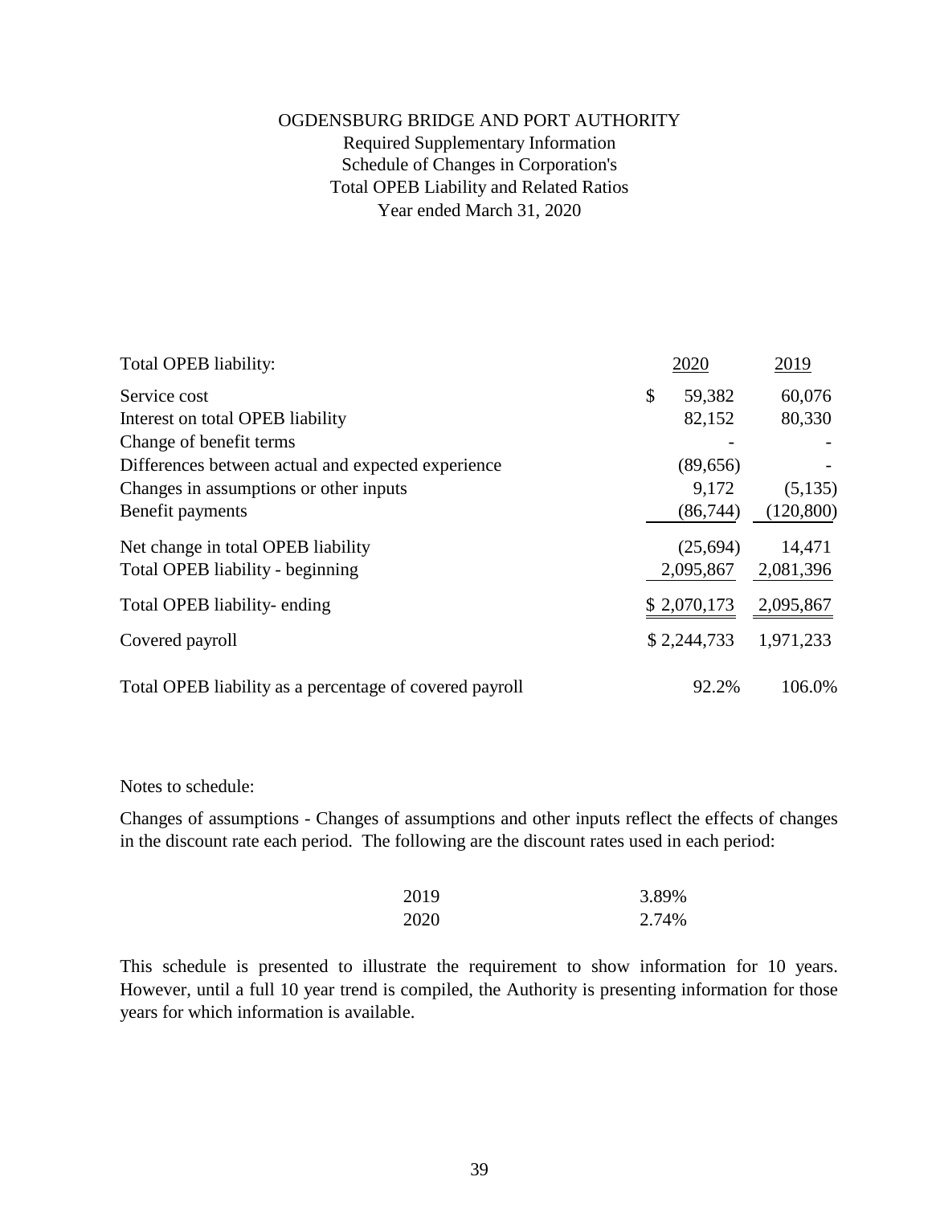# OGDENSBURG BRIDGE AND PORT AUTHORITY

## Required Supplementary Information
## Schedule of Changes in Corporation's
## Total OPEB Liability and Related Ratios
## Year ended March 31, 2020

| Total OPEB liability: | 2020 | 2019 |
|---|---|---|
| Service cost | $ 59,382 | 60,076 |
| Interest on total OPEB liability | 82,152 | 80,330 |
| Change of benefit terms | - | - |
| Differences between actual and expected experience | (89,656) | - |
| Changes in assumptions or other inputs | 9,172 | (5,135) |
| Benefit payments | (86,744) | (120,800) |
| Net change in total OPEB liability | (25,694) | 14,471 |
| Total OPEB liability - beginning | 2,095,867 | 2,081,396 |
| Total OPEB liability- ending | $ 2,070,173 | 2,095,867 |
| Covered payroll | $ 2,244,733 | 1,971,233 |
| Total OPEB liability as a percentage of covered payroll | 92.2% | 106.0% |

Notes to schedule:

Changes of assumptions - Changes of assumptions and other inputs reflect the effects of changes in the discount rate each period. The following are the discount rates used in each period:

| | |
|---|---|
| 2019 | 3.89% |
| 2020 | 2.74% |

This schedule is presented to illustrate the requirement to show information for 10 years. However, until a full 10 year trend is compiled, the Authority is presenting information for those years for which information is available.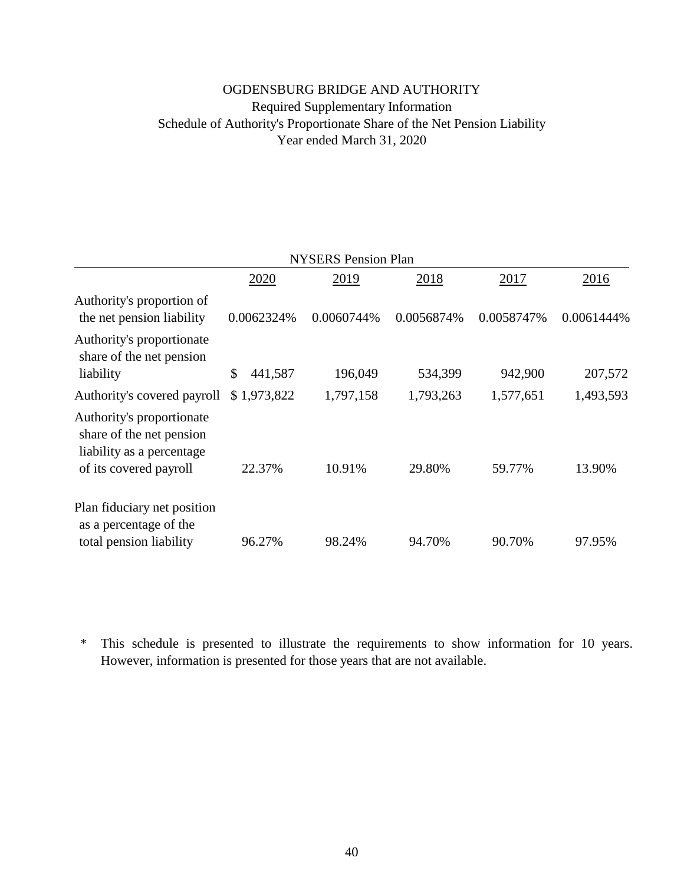# OGDENSBURG BRIDGE AND AUTHORITY

## Required Supplementary Information

## Schedule of Authority's Proportionate Share of the Net Pension Liability

## Year ended March 31, 2020

| NYSERS Pension Plan | | | | | |
|---|---|---|---|---|---|
| | 2020 | 2019 | 2018 | 2017 | 2016 |
| Authority's proportion of the net pension liability | 0.0062324% | 0.0060744% | 0.0056874% | 0.0058747% | 0.0061444% |
| Authority's proportionate share of the net pension liability | $ 441,587 | 196,049 | 534,399 | 942,900 | 207,572 |
| Authority's covered payroll | $ 1,973,822 | 1,797,158 | 1,793,263 | 1,577,651 | 1,493,593 |
| Authority's proportionate share of the net pension liability as a percentage of its covered payroll | 22.37% | 10.91% | 29.80% | 59.77% | 13.90% |
| Plan fiduciary net position as a percentage of the total pension liability | 96.27% | 98.24% | 94.70% | 90.70% | 97.95% |

\* This schedule is presented to illustrate the requirements to show information for 10 years. However, information is presented for those years that are not available.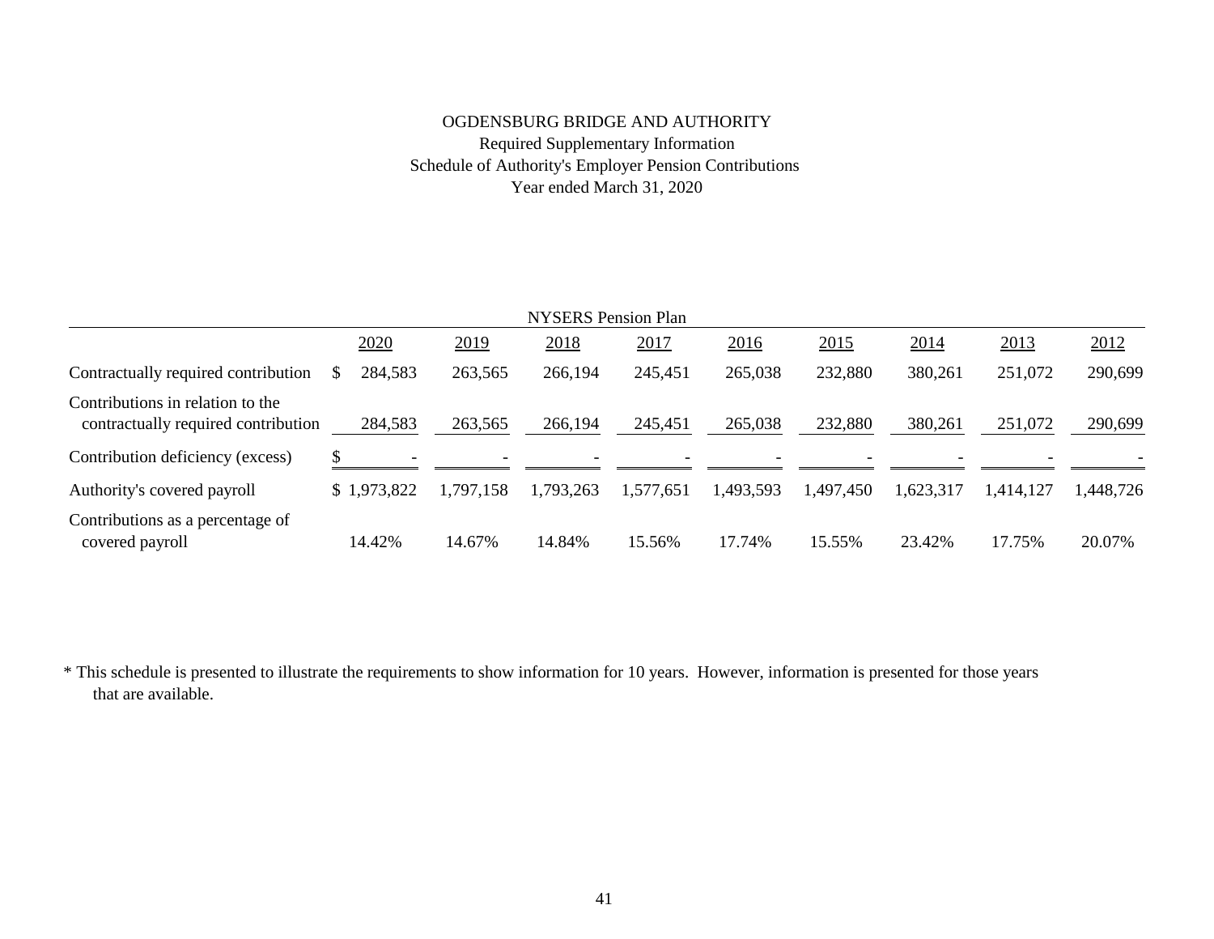# OGDENSBURG BRIDGE AND AUTHORITY

## Required Supplementary Information

## Schedule of Authority's Employer Pension Contributions

## Year ended March 31, 2020

| NYSERS Pension Plan | | | | | | | | | |
|---|---|---|---|---|---|---|---|---|---|
| | 2020 | 2019 | 2018 | 2017 | 2016 | 2015 | 2014 | 2013 | 2012 |
| Contractually required contribution | $ 284,583 | 263,565 | 266,194 | 245,451 | 265,038 | 232,880 | 380,261 | 251,072 | 290,699 |
| Contributions in relation to the contractually required contribution | 284,583 | 263,565 | 266,194 | 245,451 | 265,038 | 232,880 | 380,261 | 251,072 | 290,699 |
| Contribution deficiency (excess) | $ - | - | - | - | - | - | - | - | - |
| Authority's covered payroll | $ 1,973,822 | 1,797,158 | 1,793,263 | 1,577,651 | 1,493,593 | 1,497,450 | 1,623,317 | 1,414,127 | 1,448,726 |
| Contributions as a percentage of covered payroll | 14.42% | 14.67% | 14.84% | 15.56% | 17.74% | 15.55% | 23.42% | 17.75% | 20.07% |

* This schedule is presented to illustrate the requirements to show information for 10 years. However, information is presented for those years that are available.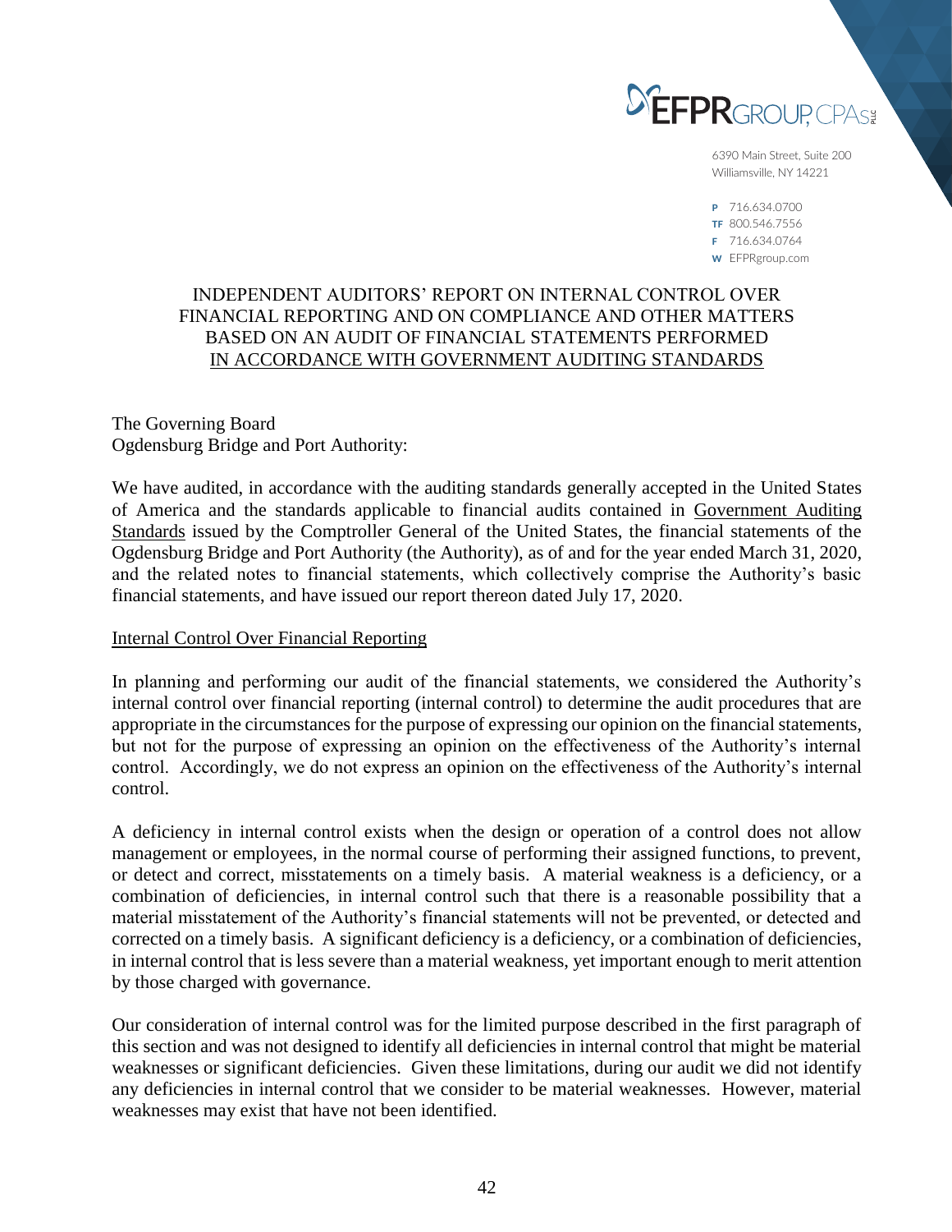EFPR GROUP, CPAs PLLC

6390 Main Street, Suite 200
Williamsville, NY 14221

P 716.634.0700
TF 800.546.7556
F 716.634.0764
W EFPRgroup.com

# INDEPENDENT AUDITORS' REPORT ON INTERNAL CONTROL OVER FINANCIAL REPORTING AND ON COMPLIANCE AND OTHER MATTERS BASED ON AN AUDIT OF FINANCIAL STATEMENTS PERFORMED IN ACCORDANCE WITH GOVERNMENT AUDITING STANDARDS

The Governing Board
Ogdensburg Bridge and Port Authority:

We have audited, in accordance with the auditing standards generally accepted in the United States of America and the standards applicable to financial audits contained in Government Auditing Standards issued by the Comptroller General of the United States, the financial statements of the Ogdensburg Bridge and Port Authority (the Authority), as of and for the year ended March 31, 2020, and the related notes to financial statements, which collectively comprise the Authority's basic financial statements, and have issued our report thereon dated July 17, 2020.

## Internal Control Over Financial Reporting

In planning and performing our audit of the financial statements, we considered the Authority's internal control over financial reporting (internal control) to determine the audit procedures that are appropriate in the circumstances for the purpose of expressing our opinion on the financial statements, but not for the purpose of expressing an opinion on the effectiveness of the Authority's internal control. Accordingly, we do not express an opinion on the effectiveness of the Authority's internal control.

A deficiency in internal control exists when the design or operation of a control does not allow management or employees, in the normal course of performing their assigned functions, to prevent, or detect and correct, misstatements on a timely basis. A material weakness is a deficiency, or a combination of deficiencies, in internal control such that there is a reasonable possibility that a material misstatement of the Authority's financial statements will not be prevented, or detected and corrected on a timely basis. A significant deficiency is a deficiency, or a combination of deficiencies, in internal control that is less severe than a material weakness, yet important enough to merit attention by those charged with governance.

Our consideration of internal control was for the limited purpose described in the first paragraph of this section and was not designed to identify all deficiencies in internal control that might be material weaknesses or significant deficiencies. Given these limitations, during our audit we did not identify any deficiencies in internal control that we consider to be material weaknesses. However, material weaknesses may exist that have not been identified.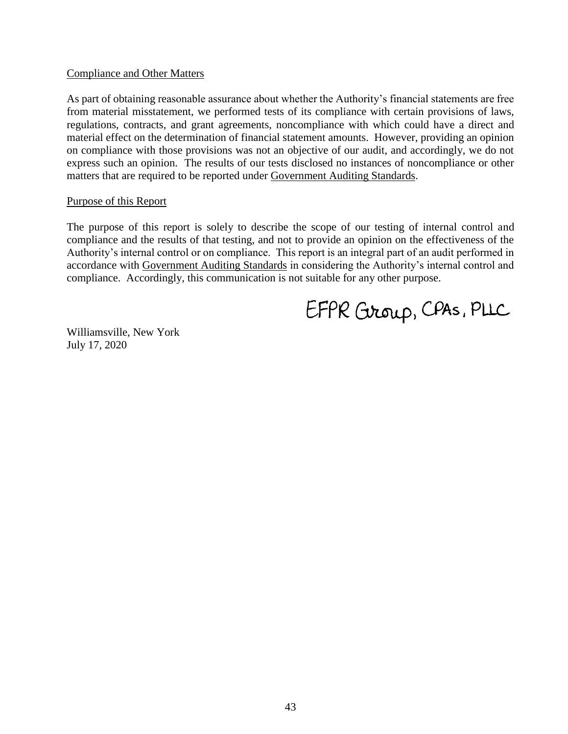Compliance and Other Matters

As part of obtaining reasonable assurance about whether the Authority's financial statements are free from material misstatement, we performed tests of its compliance with certain provisions of laws, regulations, contracts, and grant agreements, noncompliance with which could have a direct and material effect on the determination of financial statement amounts. However, providing an opinion on compliance with those provisions was not an objective of our audit, and accordingly, we do not express such an opinion. The results of our tests disclosed no instances of noncompliance or other matters that are required to be reported under Government Auditing Standards.

Purpose of this Report

The purpose of this report is solely to describe the scope of our testing of internal control and compliance and the results of that testing, and not to provide an opinion on the effectiveness of the Authority's internal control or on compliance. This report is an integral part of an audit performed in accordance with Government Auditing Standards in considering the Authority's internal control and compliance. Accordingly, this communication is not suitable for any other purpose.

EFPR Group, CPAs, PLLC

Williamsville, New York
July 17, 2020